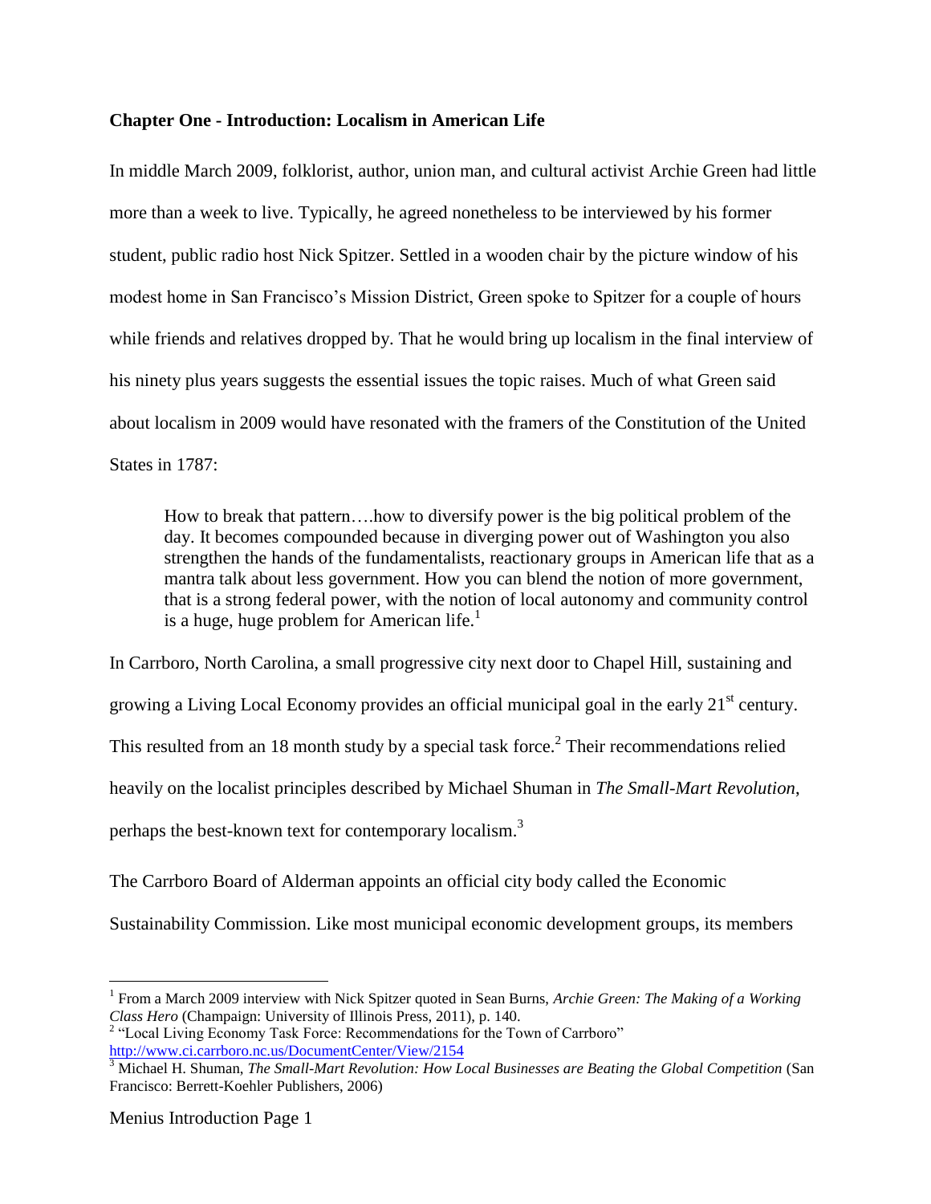**Chapter One - Introduction: Localism in American Life**

In middle March 2009, folklorist, author, union man, and cultural activist Archie Green had little more than a week to live. Typically, he agreed nonetheless to be interviewed by his former student, public radio host Nick Spitzer. Settled in a wooden chair by the picture window of his modest home in San Francisco's Mission District, Green spoke to Spitzer for a couple of hours while friends and relatives dropped by. That he would bring up localism in the final interview of his ninety plus years suggests the essential issues the topic raises. Much of what Green said about localism in 2009 would have resonated with the framers of the Constitution of the United States in 1787:

> How to break that pattern….how to diversify power is the big political problem of the day. It becomes compounded because in diverging power out of Washington you also strengthen the hands of the fundamentalists, reactionary groups in American life that as a mantra talk about less government. How you can blend the notion of more government, that is a strong federal power, with the notion of local autonomy and community control is a huge, huge problem for American life.[1]

In Carrboro, North Carolina, a small progressive city next door to Chapel Hill, sustaining and growing a Living Local Economy provides an official municipal goal in the early 21st century. This resulted from an 18 month study by a special task force.[2] Their recommendations relied heavily on the localist principles described by Michael Shuman in *The Small-Mart Revolution*, perhaps the best-known text for contemporary localism.[3]

The Carrboro Board of Alderman appoints an official city body called the Economic Sustainability Commission. Like most municipal economic development groups, its members

---

[1] From a March 2009 interview with Nick Spitzer quoted in Sean Burns, *Archie Green: The Making of a Working Class Hero* (Champaign: University of Illinois Press, 2011), p. 140.

[2] "Local Living Economy Task Force: Recommendations for the Town of Carrboro" http://www.ci.carrboro.nc.us/DocumentCenter/View/2154

[3] Michael H. Shuman, *The Small-Mart Revolution: How Local Businesses are Beating the Global Competition* (San Francisco: Berrett-Koehler Publishers, 2006)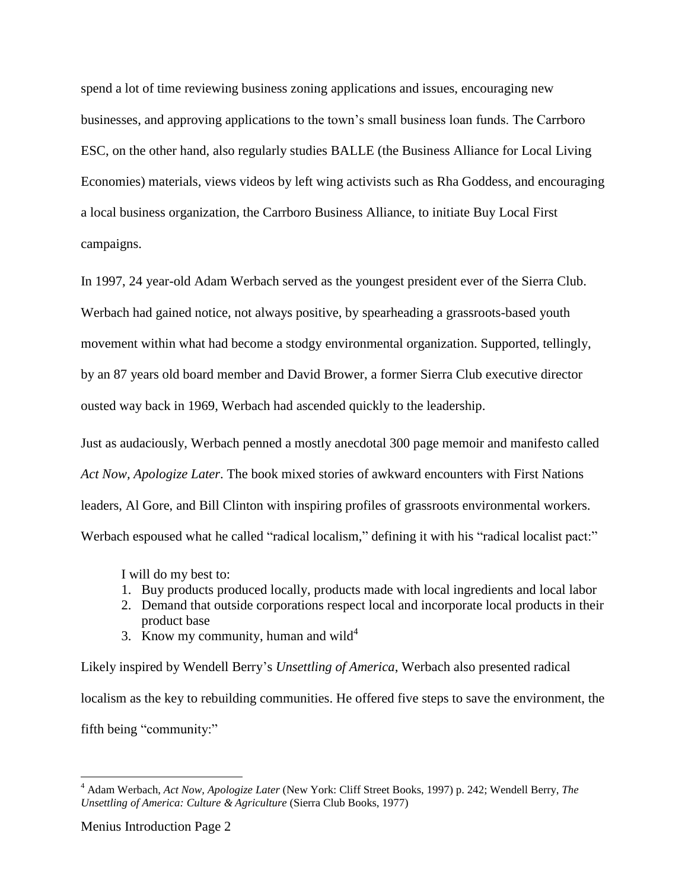spend a lot of time reviewing business zoning applications and issues, encouraging new businesses, and approving applications to the town's small business loan funds. The Carrboro ESC, on the other hand, also regularly studies BALLE (the Business Alliance for Local Living Economies) materials, views videos by left wing activists such as Rha Goddess, and encouraging a local business organization, the Carrboro Business Alliance, to initiate Buy Local First campaigns.

In 1997, 24 year-old Adam Werbach served as the youngest president ever of the Sierra Club. Werbach had gained notice, not always positive, by spearheading a grassroots-based youth movement within what had become a stodgy environmental organization. Supported, tellingly, by an 87 years old board member and David Brower, a former Sierra Club executive director ousted way back in 1969, Werbach had ascended quickly to the leadership.

Just as audaciously, Werbach penned a mostly anecdotal 300 page memoir and manifesto called *Act Now, Apologize Later*. The book mixed stories of awkward encounters with First Nations leaders, Al Gore, and Bill Clinton with inspiring profiles of grassroots environmental workers. Werbach espoused what he called "radical localism," defining it with his "radical localist pact:"

> I will do my best to:
> 1. Buy products produced locally, products made with local ingredients and local labor
> 2. Demand that outside corporations respect local and incorporate local products in their product base
> 3. Know my community, human and wild[4]

Likely inspired by Wendell Berry's *Unsettling of America*, Werbach also presented radical localism as the key to rebuilding communities. He offered five steps to save the environment, the fifth being "community:"

---

[4] Adam Werbach, *Act Now, Apologize Later* (New York: Cliff Street Books, 1997) p. 242; Wendell Berry, *The Unsettling of America: Culture & Agriculture* (Sierra Club Books, 1977)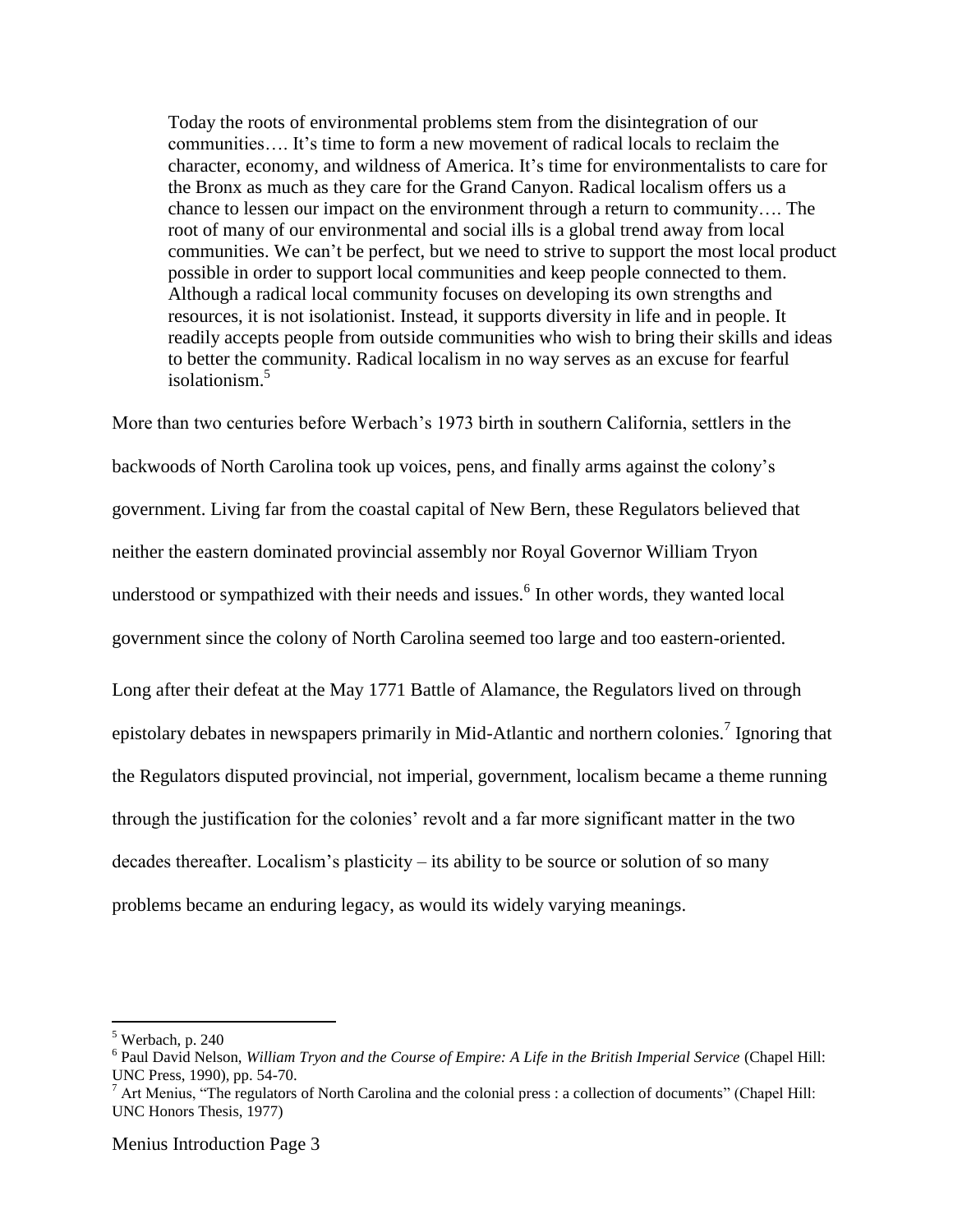> Today the roots of environmental problems stem from the disintegration of our communities…. It's time to form a new movement of radical locals to reclaim the character, economy, and wildness of America. It's time for environmentalists to care for the Bronx as much as they care for the Grand Canyon. Radical localism offers us a chance to lessen our impact on the environment through a return to community…. The root of many of our environmental and social ills is a global trend away from local communities. We can't be perfect, but we need to strive to support the most local product possible in order to support local communities and keep people connected to them. Although a radical local community focuses on developing its own strengths and resources, it is not isolationist. Instead, it supports diversity in life and in people. It readily accepts people from outside communities who wish to bring their skills and ideas to better the community. Radical localism in no way serves as an excuse for fearful isolationism.[5]

More than two centuries before Werbach's 1973 birth in southern California, settlers in the backwoods of North Carolina took up voices, pens, and finally arms against the colony's government. Living far from the coastal capital of New Bern, these Regulators believed that neither the eastern dominated provincial assembly nor Royal Governor William Tryon understood or sympathized with their needs and issues.[6] In other words, they wanted local government since the colony of North Carolina seemed too large and too eastern-oriented.

Long after their defeat at the May 1771 Battle of Alamance, the Regulators lived on through epistolary debates in newspapers primarily in Mid-Atlantic and northern colonies.[7] Ignoring that the Regulators disputed provincial, not imperial, government, localism became a theme running through the justification for the colonies' revolt and a far more significant matter in the two decades thereafter. Localism's plasticity – its ability to be source or solution of so many problems became an enduring legacy, as would its widely varying meanings.

---

[5] Werbach, p. 240

[6] Paul David Nelson, *William Tryon and the Course of Empire: A Life in the British Imperial Service* (Chapel Hill: UNC Press, 1990), pp. 54-70.

[7] Art Menius, "The regulators of North Carolina and the colonial press : a collection of documents" (Chapel Hill: UNC Honors Thesis, 1977)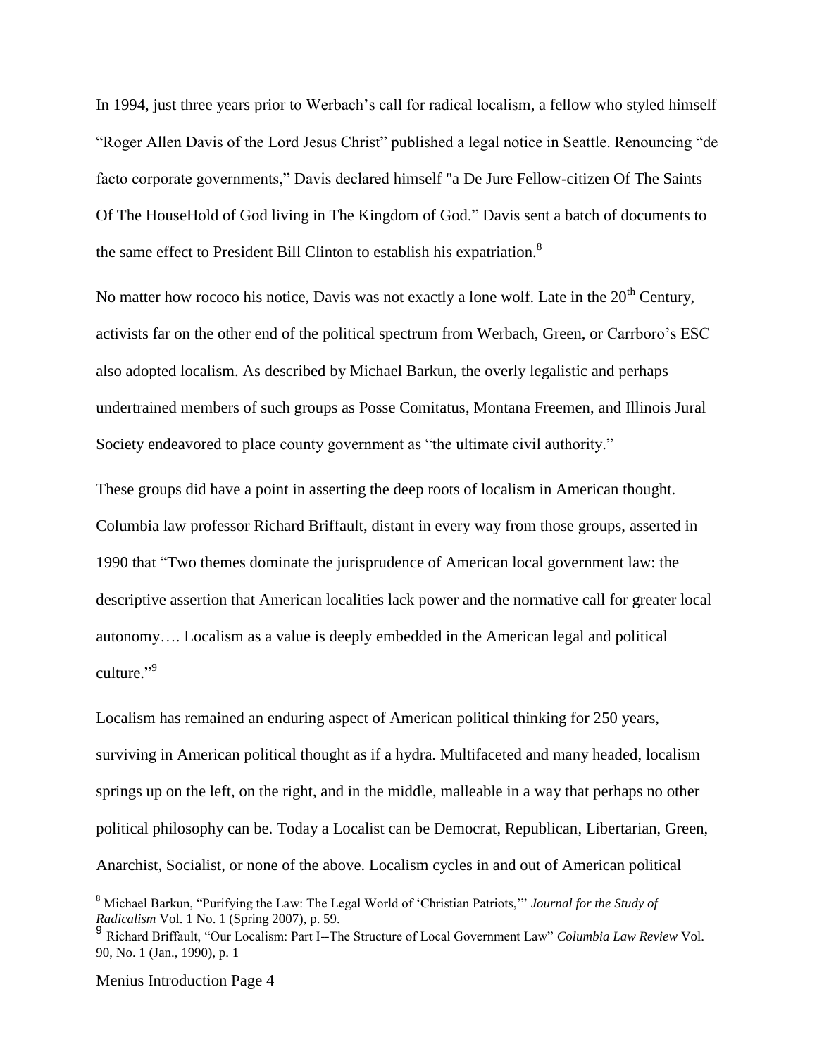In 1994, just three years prior to Werbach's call for radical localism, a fellow who styled himself "Roger Allen Davis of the Lord Jesus Christ" published a legal notice in Seattle. Renouncing "de facto corporate governments," Davis declared himself "a De Jure Fellow-citizen Of The Saints Of The HouseHold of God living in The Kingdom of God." Davis sent a batch of documents to the same effect to President Bill Clinton to establish his expatriation.[8]

No matter how rococo his notice, Davis was not exactly a lone wolf. Late in the 20th Century, activists far on the other end of the political spectrum from Werbach, Green, or Carrboro's ESC also adopted localism. As described by Michael Barkun, the overly legalistic and perhaps undertrained members of such groups as Posse Comitatus, Montana Freemen, and Illinois Jural Society endeavored to place county government as "the ultimate civil authority."

These groups did have a point in asserting the deep roots of localism in American thought. Columbia law professor Richard Briffault, distant in every way from those groups, asserted in 1990 that "Two themes dominate the jurisprudence of American local government law: the descriptive assertion that American localities lack power and the normative call for greater local autonomy…. Localism as a value is deeply embedded in the American legal and political culture."[9]

Localism has remained an enduring aspect of American political thinking for 250 years, surviving in American political thought as if a hydra. Multifaceted and many headed, localism springs up on the left, on the right, and in the middle, malleable in a way that perhaps no other political philosophy can be. Today a Localist can be Democrat, Republican, Libertarian, Green, Anarchist, Socialist, or none of the above. Localism cycles in and out of American political

---

[8] Michael Barkun, "Purifying the Law: The Legal World of 'Christian Patriots,'" *Journal for the Study of Radicalism* Vol. 1 No. 1 (Spring 2007), p. 59.

[9] Richard Briffault, "Our Localism: Part I--The Structure of Local Government Law" *Columbia Law Review* Vol. 90, No. 1 (Jan., 1990), p. 1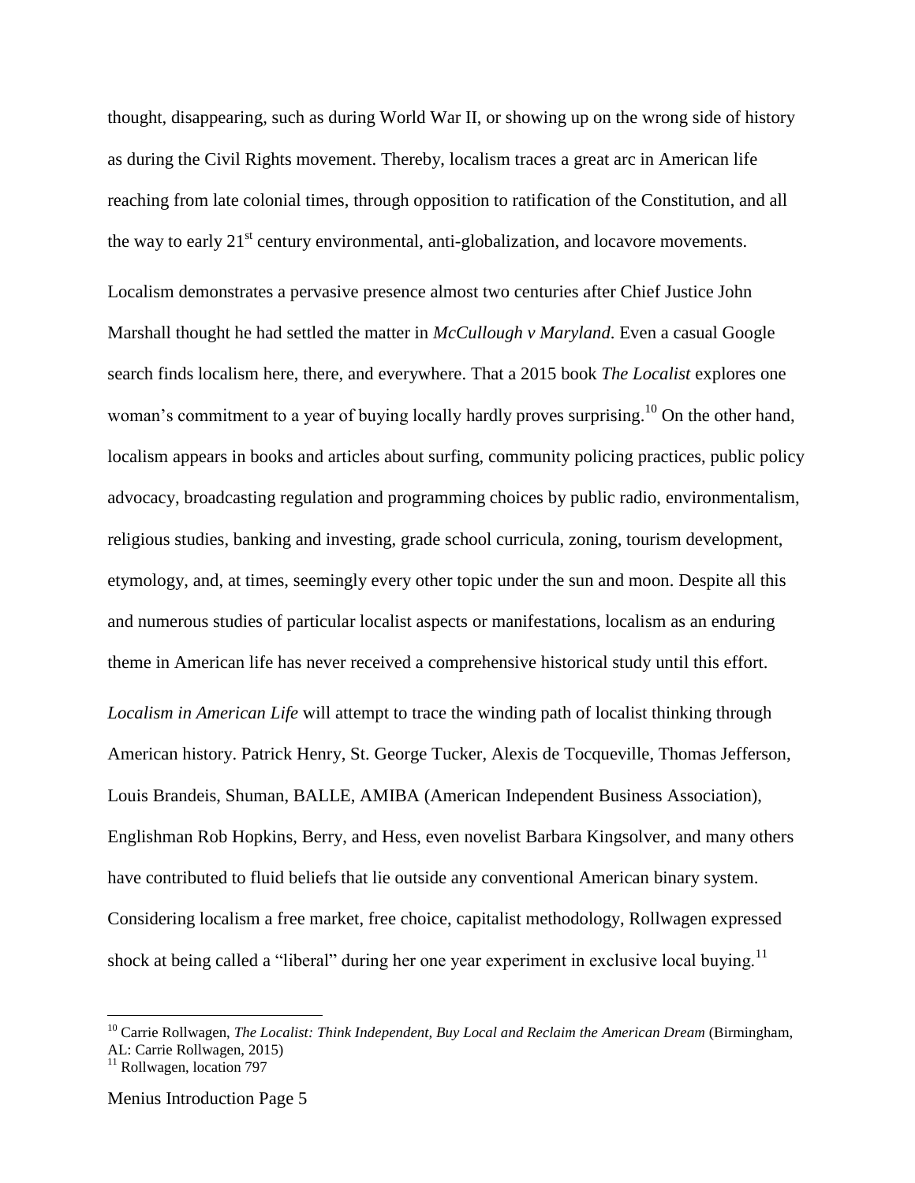thought, disappearing, such as during World War II, or showing up on the wrong side of history as during the Civil Rights movement. Thereby, localism traces a great arc in American life reaching from late colonial times, through opposition to ratification of the Constitution, and all the way to early 21st century environmental, anti-globalization, and locavore movements.

Localism demonstrates a pervasive presence almost two centuries after Chief Justice John Marshall thought he had settled the matter in *McCullough v Maryland*. Even a casual Google search finds localism here, there, and everywhere. That a 2015 book *The Localist* explores one woman's commitment to a year of buying locally hardly proves surprising.[10] On the other hand, localism appears in books and articles about surfing, community policing practices, public policy advocacy, broadcasting regulation and programming choices by public radio, environmentalism, religious studies, banking and investing, grade school curricula, zoning, tourism development, etymology, and, at times, seemingly every other topic under the sun and moon. Despite all this and numerous studies of particular localist aspects or manifestations, localism as an enduring theme in American life has never received a comprehensive historical study until this effort.

*Localism in American Life* will attempt to trace the winding path of localist thinking through American history. Patrick Henry, St. George Tucker, Alexis de Tocqueville, Thomas Jefferson, Louis Brandeis, Shuman, BALLE, AMIBA (American Independent Business Association), Englishman Rob Hopkins, Berry, and Hess, even novelist Barbara Kingsolver, and many others have contributed to fluid beliefs that lie outside any conventional American binary system. Considering localism a free market, free choice, capitalist methodology, Rollwagen expressed shock at being called a "liberal" during her one year experiment in exclusive local buying.[11]

---

[10] Carrie Rollwagen, *The Localist: Think Independent, Buy Local and Reclaim the American Dream* (Birmingham, AL: Carrie Rollwagen, 2015)

[11] Rollwagen, location 797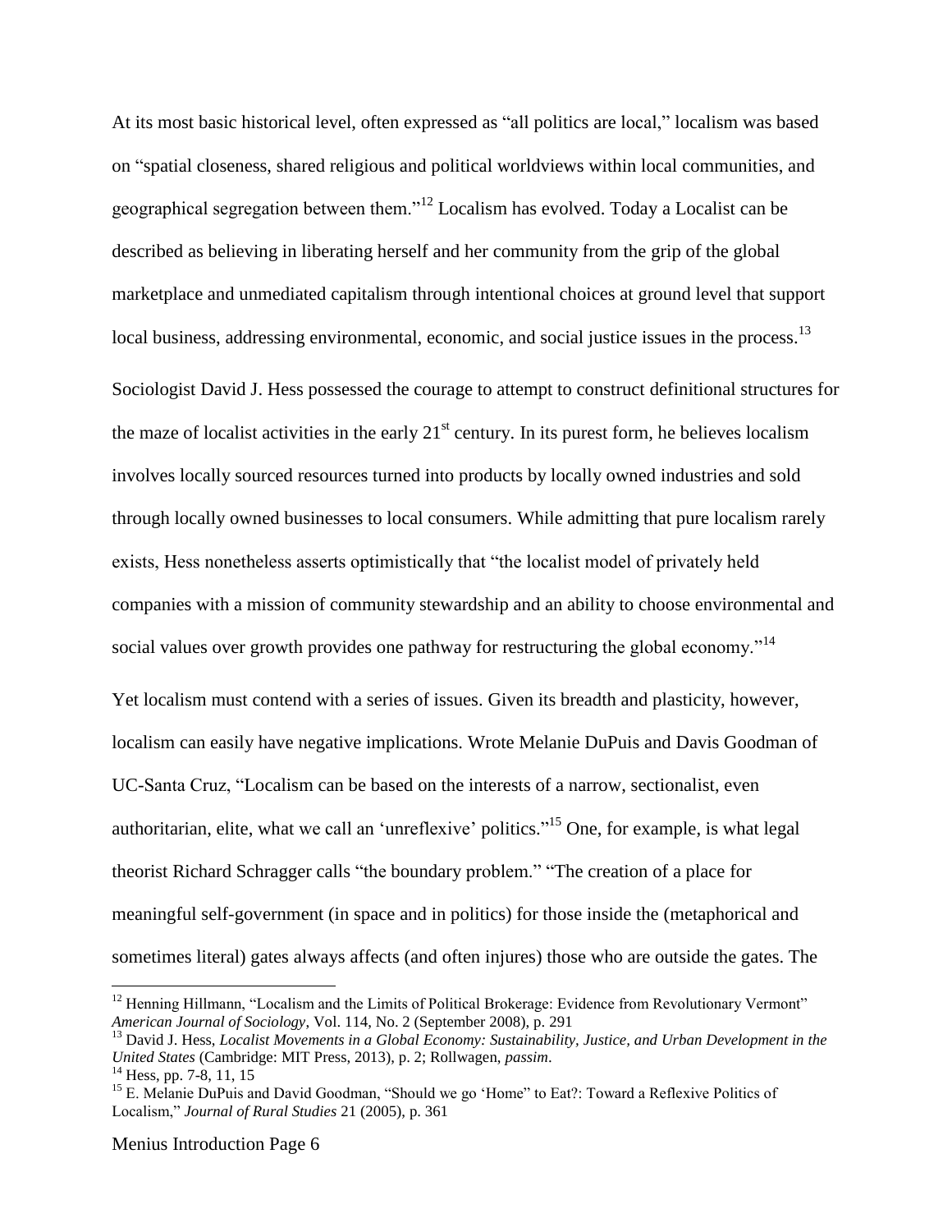At its most basic historical level, often expressed as "all politics are local," localism was based on "spatial closeness, shared religious and political worldviews within local communities, and geographical segregation between them."[12] Localism has evolved. Today a Localist can be described as believing in liberating herself and her community from the grip of the global marketplace and unmediated capitalism through intentional choices at ground level that support local business, addressing environmental, economic, and social justice issues in the process.[13]

Sociologist David J. Hess possessed the courage to attempt to construct definitional structures for the maze of localist activities in the early 21st century. In its purest form, he believes localism involves locally sourced resources turned into products by locally owned industries and sold through locally owned businesses to local consumers. While admitting that pure localism rarely exists, Hess nonetheless asserts optimistically that "the localist model of privately held companies with a mission of community stewardship and an ability to choose environmental and social values over growth provides one pathway for restructuring the global economy."[14]

Yet localism must contend with a series of issues. Given its breadth and plasticity, however, localism can easily have negative implications. Wrote Melanie DuPuis and Davis Goodman of UC-Santa Cruz, "Localism can be based on the interests of a narrow, sectionalist, even authoritarian, elite, what we call an 'unreflexive' politics."[15] One, for example, is what legal theorist Richard Schragger calls "the boundary problem." "The creation of a place for meaningful self-government (in space and in politics) for those inside the (metaphorical and sometimes literal) gates always affects (and often injures) those who are outside the gates. The

---

[12] Henning Hillmann, "Localism and the Limits of Political Brokerage: Evidence from Revolutionary Vermont" *American Journal of Sociology*, Vol. 114, No. 2 (September 2008), p. 291

[13] David J. Hess, *Localist Movements in a Global Economy: Sustainability, Justice, and Urban Development in the United States* (Cambridge: MIT Press, 2013), p. 2; Rollwagen, *passim*.

[14] Hess, pp. 7-8, 11, 15

[15] E. Melanie DuPuis and David Goodman, "Should we go 'Home' to Eat?: Toward a Reflexive Politics of Localism," *Journal of Rural Studies* 21 (2005), p. 361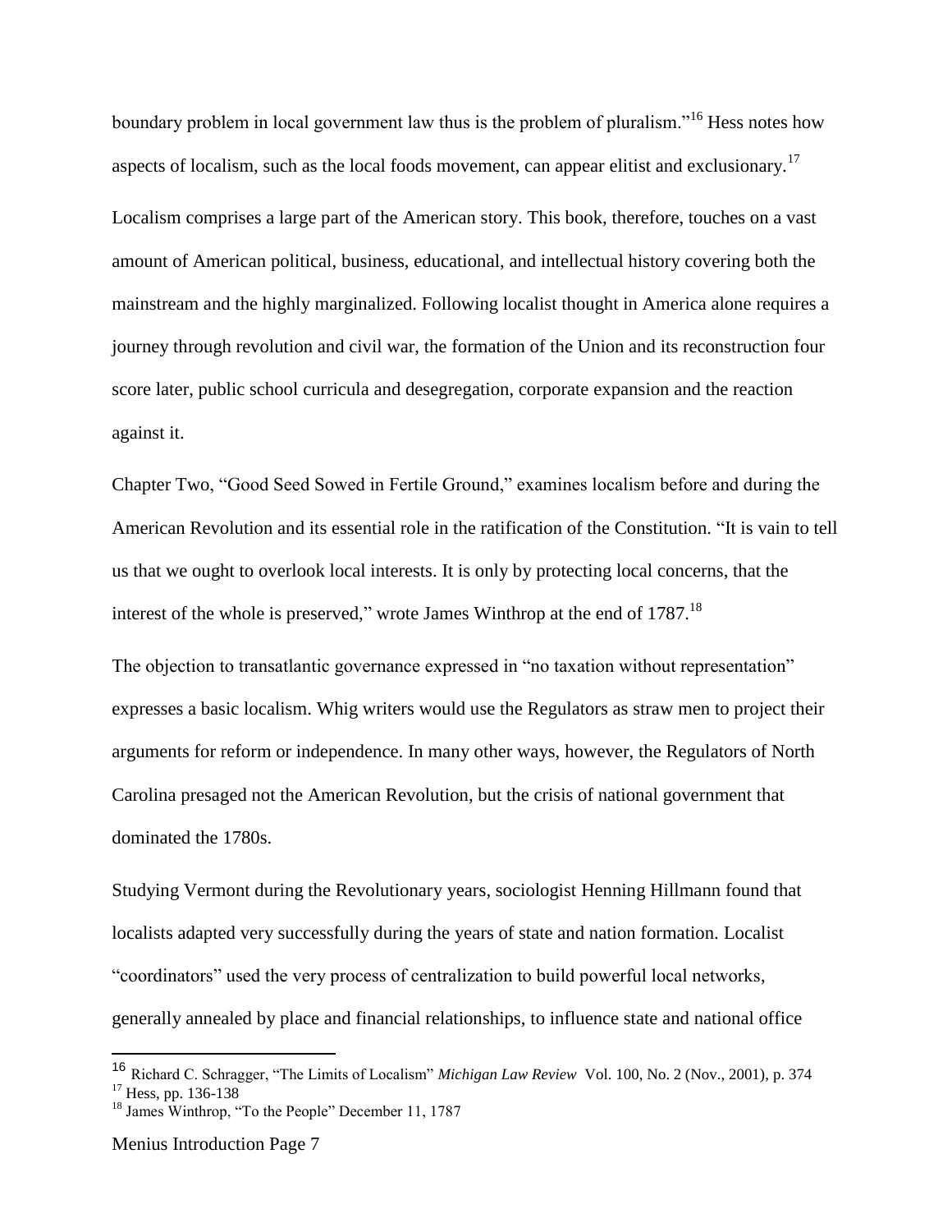boundary problem in local government law thus is the problem of pluralism."[16] Hess notes how aspects of localism, such as the local foods movement, can appear elitist and exclusionary.[17]

Localism comprises a large part of the American story. This book, therefore, touches on a vast amount of American political, business, educational, and intellectual history covering both the mainstream and the highly marginalized. Following localist thought in America alone requires a journey through revolution and civil war, the formation of the Union and its reconstruction four score later, public school curricula and desegregation, corporate expansion and the reaction against it.

Chapter Two, "Good Seed Sowed in Fertile Ground," examines localism before and during the American Revolution and its essential role in the ratification of the Constitution. "It is vain to tell us that we ought to overlook local interests. It is only by protecting local concerns, that the interest of the whole is preserved," wrote James Winthrop at the end of 1787.[18]

The objection to transatlantic governance expressed in "no taxation without representation" expresses a basic localism. Whig writers would use the Regulators as straw men to project their arguments for reform or independence. In many other ways, however, the Regulators of North Carolina presaged not the American Revolution, but the crisis of national government that dominated the 1780s.

Studying Vermont during the Revolutionary years, sociologist Henning Hillmann found that localists adapted very successfully during the years of state and nation formation. Localist "coordinators" used the very process of centralization to build powerful local networks, generally annealed by place and financial relationships, to influence state and national office

---

[16] Richard C. Schragger, "The Limits of Localism" *Michigan Law Review* Vol. 100, No. 2 (Nov., 2001), p. 374

[17] Hess, pp. 136-138

[18] James Winthrop, "To the People" December 11, 1787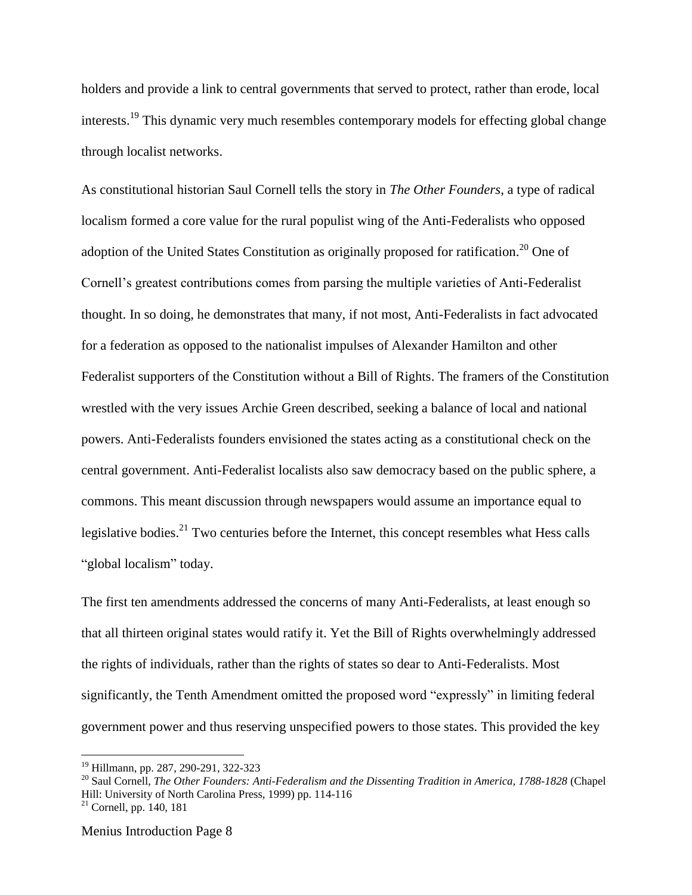holders and provide a link to central governments that served to protect, rather than erode, local interests.[19] This dynamic very much resembles contemporary models for effecting global change through localist networks.

As constitutional historian Saul Cornell tells the story in *The Other Founders*, a type of radical localism formed a core value for the rural populist wing of the Anti-Federalists who opposed adoption of the United States Constitution as originally proposed for ratification.[20] One of Cornell's greatest contributions comes from parsing the multiple varieties of Anti-Federalist thought. In so doing, he demonstrates that many, if not most, Anti-Federalists in fact advocated for a federation as opposed to the nationalist impulses of Alexander Hamilton and other Federalist supporters of the Constitution without a Bill of Rights. The framers of the Constitution wrestled with the very issues Archie Green described, seeking a balance of local and national powers. Anti-Federalists founders envisioned the states acting as a constitutional check on the central government. Anti-Federalist localists also saw democracy based on the public sphere, a commons. This meant discussion through newspapers would assume an importance equal to legislative bodies.[21] Two centuries before the Internet, this concept resembles what Hess calls "global localism" today.

The first ten amendments addressed the concerns of many Anti-Federalists, at least enough so that all thirteen original states would ratify it. Yet the Bill of Rights overwhelmingly addressed the rights of individuals, rather than the rights of states so dear to Anti-Federalists. Most significantly, the Tenth Amendment omitted the proposed word "expressly" in limiting federal government power and thus reserving unspecified powers to those states. This provided the key

---

[19] Hillmann, pp. 287, 290-291, 322-323

[20] Saul Cornell, *The Other Founders: Anti-Federalism and the Dissenting Tradition in America, 1788-1828* (Chapel Hill: University of North Carolina Press, 1999) pp. 114-116

[21] Cornell, pp. 140, 181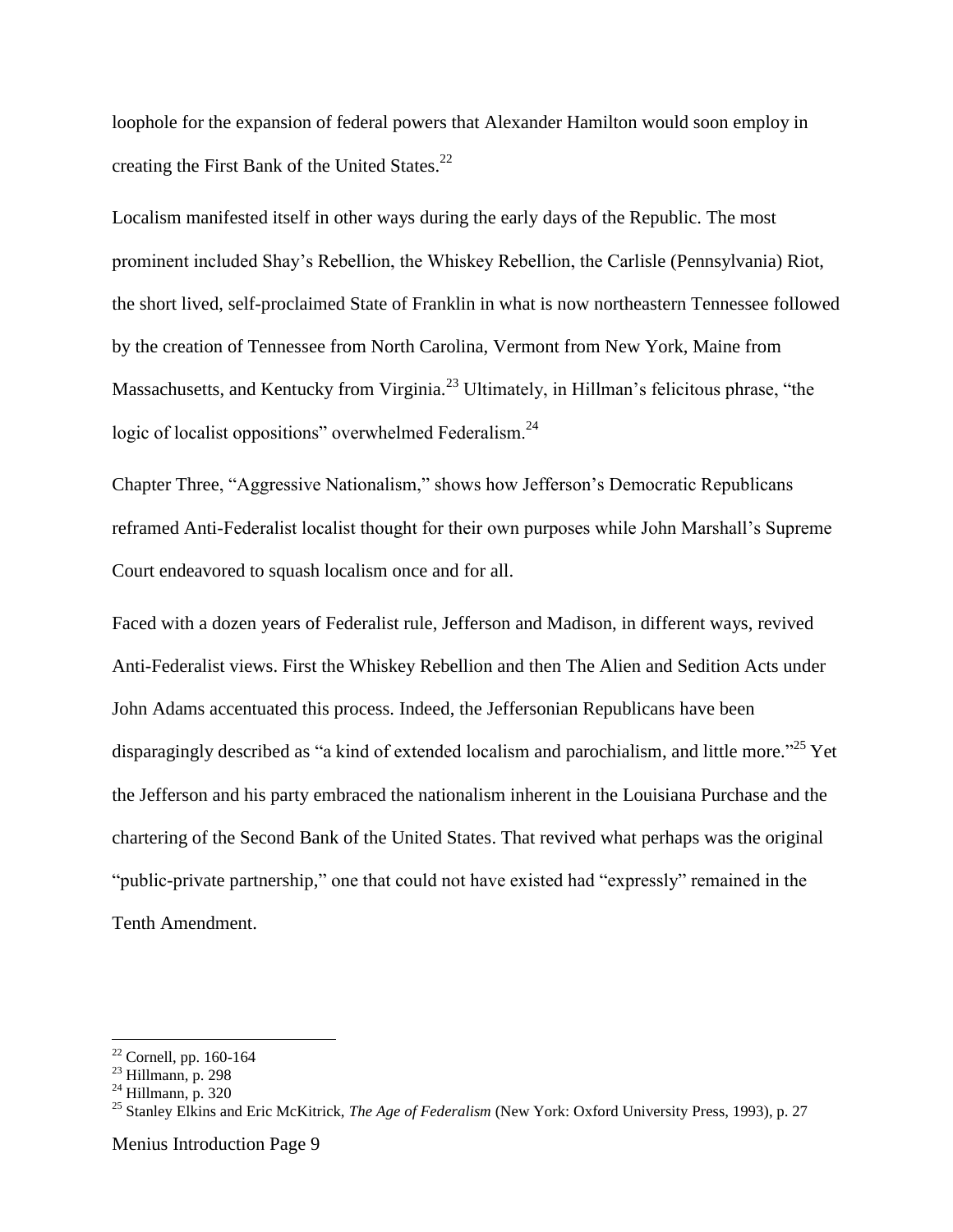loophole for the expansion of federal powers that Alexander Hamilton would soon employ in creating the First Bank of the United States.[22]

Localism manifested itself in other ways during the early days of the Republic. The most prominent included Shay's Rebellion, the Whiskey Rebellion, the Carlisle (Pennsylvania) Riot, the short lived, self-proclaimed State of Franklin in what is now northeastern Tennessee followed by the creation of Tennessee from North Carolina, Vermont from New York, Maine from Massachusetts, and Kentucky from Virginia.[23] Ultimately, in Hillman's felicitous phrase, "the logic of localist oppositions" overwhelmed Federalism.[24]

Chapter Three, "Aggressive Nationalism," shows how Jefferson's Democratic Republicans reframed Anti-Federalist localist thought for their own purposes while John Marshall's Supreme Court endeavored to squash localism once and for all.

Faced with a dozen years of Federalist rule, Jefferson and Madison, in different ways, revived Anti-Federalist views. First the Whiskey Rebellion and then The Alien and Sedition Acts under John Adams accentuated this process. Indeed, the Jeffersonian Republicans have been disparagingly described as "a kind of extended localism and parochialism, and little more."[25] Yet the Jefferson and his party embraced the nationalism inherent in the Louisiana Purchase and the chartering of the Second Bank of the United States. That revived what perhaps was the original "public-private partnership," one that could not have existed had "expressly" remained in the Tenth Amendment.

---

[22] Cornell, pp. 160-164

[23] Hillmann, p. 298

[24] Hillmann, p. 320

[25] Stanley Elkins and Eric McKitrick, *The Age of Federalism* (New York: Oxford University Press, 1993), p. 27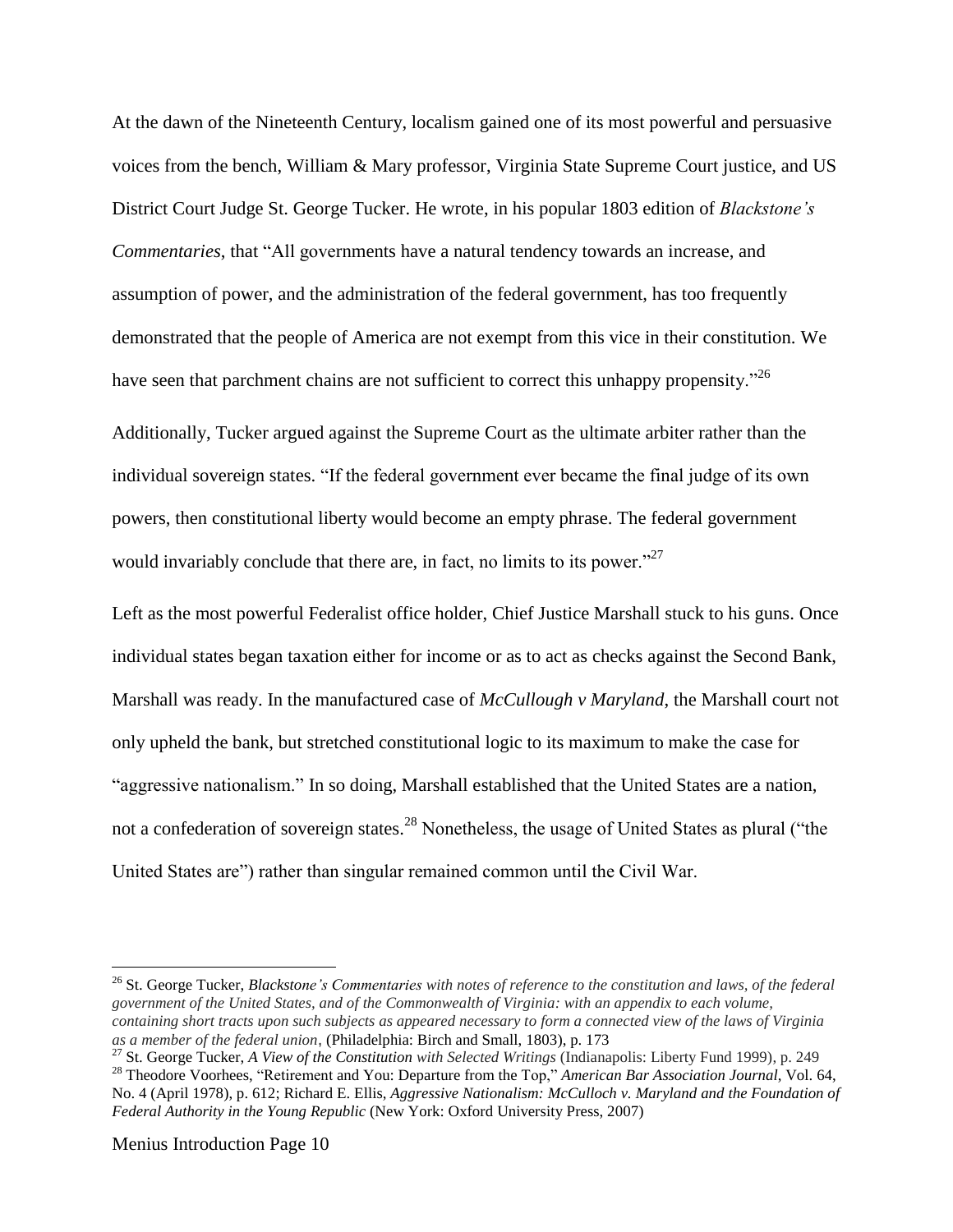At the dawn of the Nineteenth Century, localism gained one of its most powerful and persuasive voices from the bench, William & Mary professor, Virginia State Supreme Court justice, and US District Court Judge St. George Tucker. He wrote, in his popular 1803 edition of *Blackstone's Commentaries*, that "All governments have a natural tendency towards an increase, and assumption of power, and the administration of the federal government, has too frequently demonstrated that the people of America are not exempt from this vice in their constitution. We have seen that parchment chains are not sufficient to correct this unhappy propensity."[26]

Additionally, Tucker argued against the Supreme Court as the ultimate arbiter rather than the individual sovereign states. "If the federal government ever became the final judge of its own powers, then constitutional liberty would become an empty phrase. The federal government would invariably conclude that there are, in fact, no limits to its power."[27]

Left as the most powerful Federalist office holder, Chief Justice Marshall stuck to his guns. Once individual states began taxation either for income or as to act as checks against the Second Bank, Marshall was ready. In the manufactured case of *McCullough v Maryland*, the Marshall court not only upheld the bank, but stretched constitutional logic to its maximum to make the case for "aggressive nationalism." In so doing, Marshall established that the United States are a nation, not a confederation of sovereign states.[28] Nonetheless, the usage of United States as plural ("the United States are") rather than singular remained common until the Civil War.

---

[26] St. George Tucker, *Blackstone's Commentaries with notes of reference to the constitution and laws, of the federal government of the United States, and of the Commonwealth of Virginia: with an appendix to each volume, containing short tracts upon such subjects as appeared necessary to form a connected view of the laws of Virginia as a member of the federal union*, (Philadelphia: Birch and Small, 1803), p. 173

[27] St. George Tucker, *A View of the Constitution with Selected Writings* (Indianapolis: Liberty Fund 1999), p. 249

[28] Theodore Voorhees, "Retirement and You: Departure from the Top," *American Bar Association Journal*, Vol. 64, No. 4 (April 1978), p. 612; Richard E. Ellis, *Aggressive Nationalism: McCulloch v. Maryland and the Foundation of Federal Authority in the Young Republic* (New York: Oxford University Press, 2007)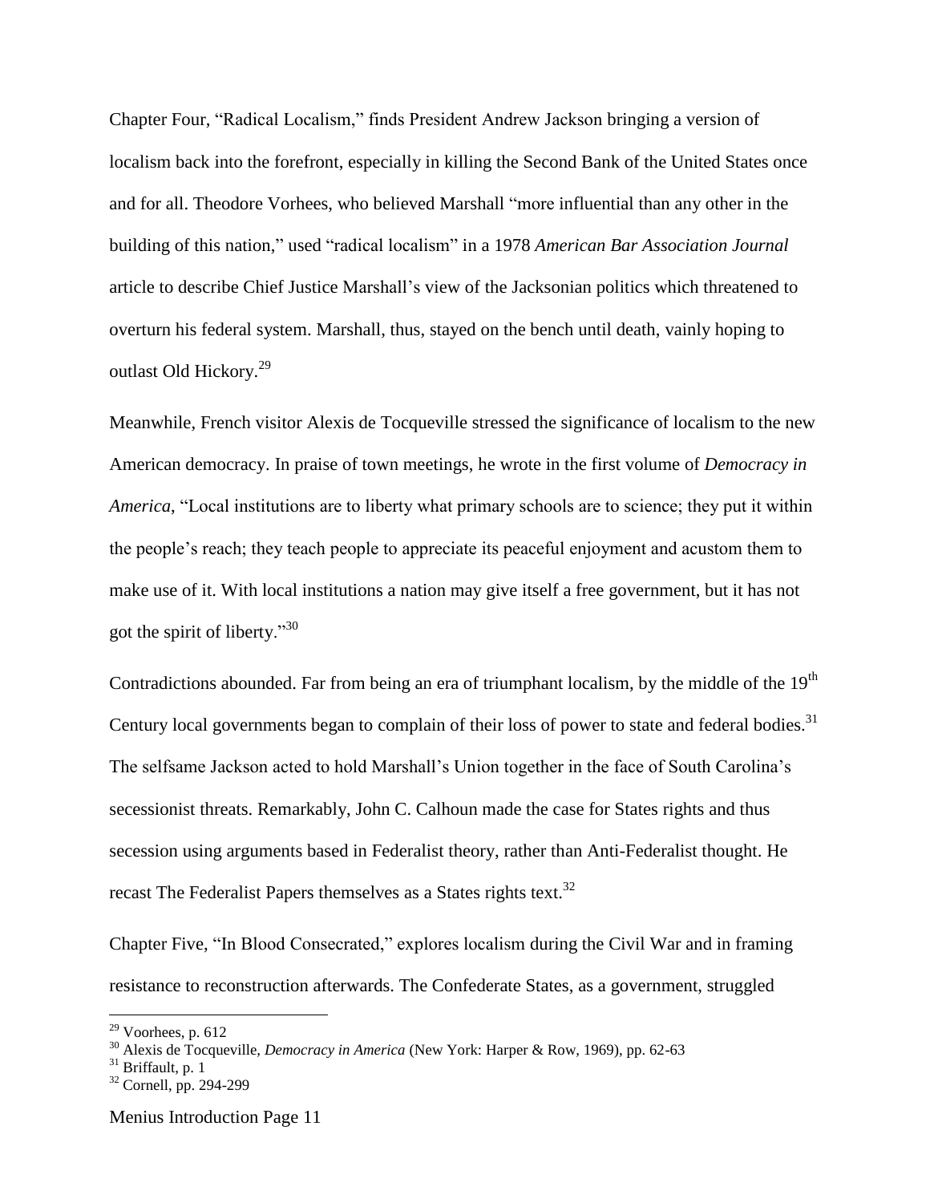Chapter Four, "Radical Localism," finds President Andrew Jackson bringing a version of localism back into the forefront, especially in killing the Second Bank of the United States once and for all. Theodore Vorhees, who believed Marshall "more influential than any other in the building of this nation," used "radical localism" in a 1978 *American Bar Association Journal* article to describe Chief Justice Marshall's view of the Jacksonian politics which threatened to overturn his federal system. Marshall, thus, stayed on the bench until death, vainly hoping to outlast Old Hickory.[29]

Meanwhile, French visitor Alexis de Tocqueville stressed the significance of localism to the new American democracy. In praise of town meetings, he wrote in the first volume of *Democracy in America*, "Local institutions are to liberty what primary schools are to science; they put it within the people's reach; they teach people to appreciate its peaceful enjoyment and acustom them to make use of it. With local institutions a nation may give itself a free government, but it has not got the spirit of liberty."[30]

Contradictions abounded. Far from being an era of triumphant localism, by the middle of the 19th Century local governments began to complain of their loss of power to state and federal bodies.[31] The selfsame Jackson acted to hold Marshall's Union together in the face of South Carolina's secessionist threats. Remarkably, John C. Calhoun made the case for States rights and thus secession using arguments based in Federalist theory, rather than Anti-Federalist thought. He recast The Federalist Papers themselves as a States rights text.[32]

Chapter Five, "In Blood Consecrated," explores localism during the Civil War and in framing resistance to reconstruction afterwards. The Confederate States, as a government, struggled

---

[29] Voorhees, p. 612

[30] Alexis de Tocqueville, *Democracy in America* (New York: Harper & Row, 1969), pp. 62-63

[31] Briffault, p. 1

[32] Cornell, pp. 294-299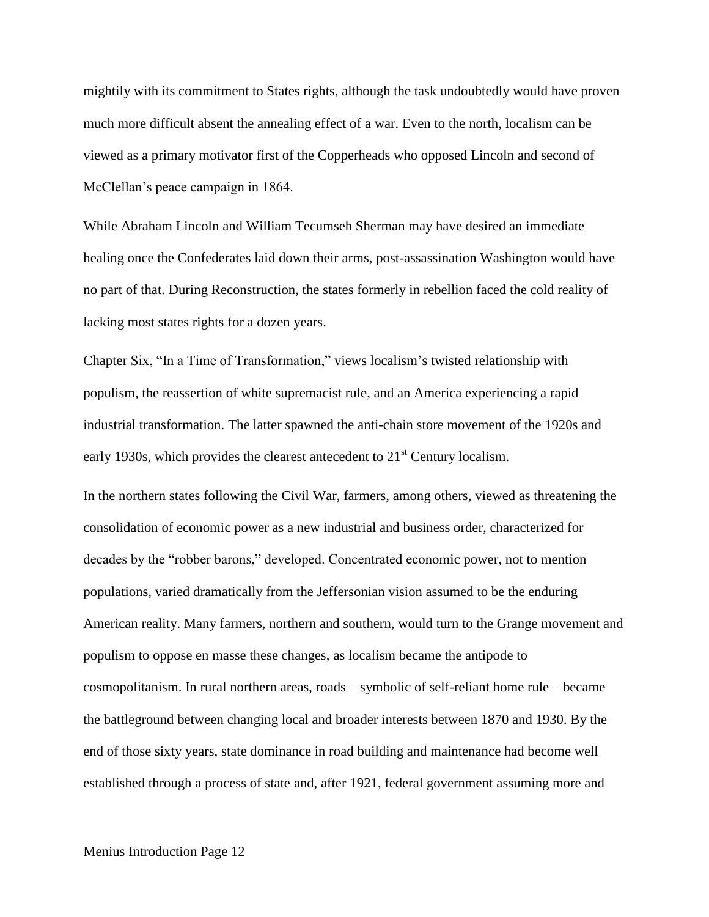mightily with its commitment to States rights, although the task undoubtedly would have proven much more difficult absent the annealing effect of a war. Even to the north, localism can be viewed as a primary motivator first of the Copperheads who opposed Lincoln and second of McClellan's peace campaign in 1864.

While Abraham Lincoln and William Tecumseh Sherman may have desired an immediate healing once the Confederates laid down their arms, post-assassination Washington would have no part of that. During Reconstruction, the states formerly in rebellion faced the cold reality of lacking most states rights for a dozen years.

Chapter Six, "In a Time of Transformation," views localism's twisted relationship with populism, the reassertion of white supremacist rule, and an America experiencing a rapid industrial transformation. The latter spawned the anti-chain store movement of the 1920s and early 1930s, which provides the clearest antecedent to 21st Century localism.

In the northern states following the Civil War, farmers, among others, viewed as threatening the consolidation of economic power as a new industrial and business order, characterized for decades by the "robber barons," developed. Concentrated economic power, not to mention populations, varied dramatically from the Jeffersonian vision assumed to be the enduring American reality. Many farmers, northern and southern, would turn to the Grange movement and populism to oppose en masse these changes, as localism became the antipode to cosmopolitanism. In rural northern areas, roads – symbolic of self-reliant home rule – became the battleground between changing local and broader interests between 1870 and 1930. By the end of those sixty years, state dominance in road building and maintenance had become well established through a process of state and, after 1921, federal government assuming more and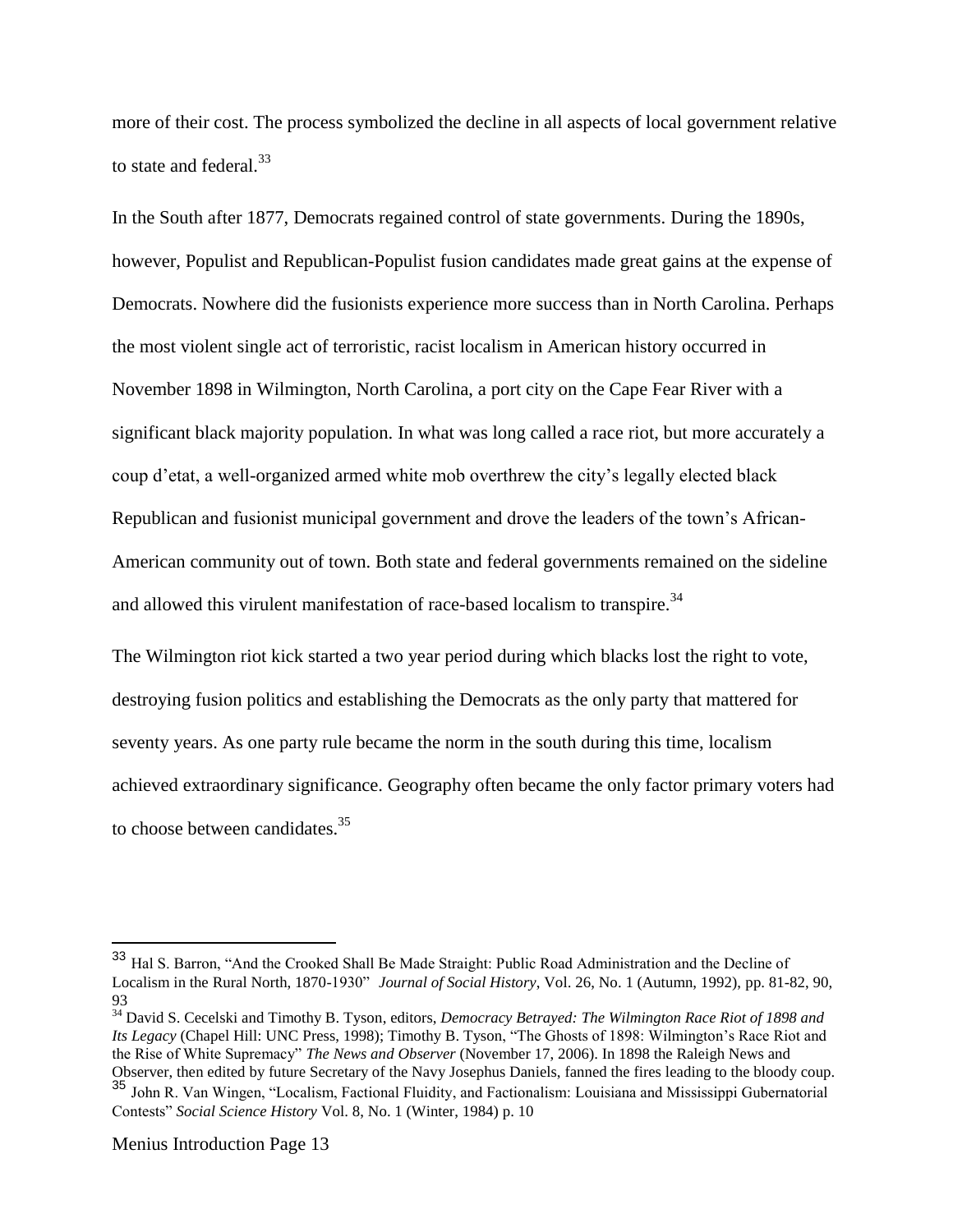more of their cost. The process symbolized the decline in all aspects of local government relative to state and federal.[33]

In the South after 1877, Democrats regained control of state governments. During the 1890s, however, Populist and Republican-Populist fusion candidates made great gains at the expense of Democrats. Nowhere did the fusionists experience more success than in North Carolina. Perhaps the most violent single act of terroristic, racist localism in American history occurred in November 1898 in Wilmington, North Carolina, a port city on the Cape Fear River with a significant black majority population. In what was long called a race riot, but more accurately a coup d'etat, a well-organized armed white mob overthrew the city's legally elected black Republican and fusionist municipal government and drove the leaders of the town's African-American community out of town. Both state and federal governments remained on the sideline and allowed this virulent manifestation of race-based localism to transpire.[34]

The Wilmington riot kick started a two year period during which blacks lost the right to vote, destroying fusion politics and establishing the Democrats as the only party that mattered for seventy years. As one party rule became the norm in the south during this time, localism achieved extraordinary significance. Geography often became the only factor primary voters had to choose between candidates.[35]

---

[33] Hal S. Barron, "And the Crooked Shall Be Made Straight: Public Road Administration and the Decline of Localism in the Rural North, 1870-1930" *Journal of Social History*, Vol. 26, No. 1 (Autumn, 1992), pp. 81-82, 90, 93

[34] David S. Cecelski and Timothy B. Tyson, editors, *Democracy Betrayed: The Wilmington Race Riot of 1898 and Its Legacy* (Chapel Hill: UNC Press, 1998); Timothy B. Tyson, "The Ghosts of 1898: Wilmington's Race Riot and the Rise of White Supremacy" *The News and Observer* (November 17, 2006). In 1898 the Raleigh News and Observer, then edited by future Secretary of the Navy Josephus Daniels, fanned the fires leading to the bloody coup.

[35] John R. Van Wingen, "Localism, Factional Fluidity, and Factionalism: Louisiana and Mississippi Gubernatorial Contests" *Social Science History* Vol. 8, No. 1 (Winter, 1984) p. 10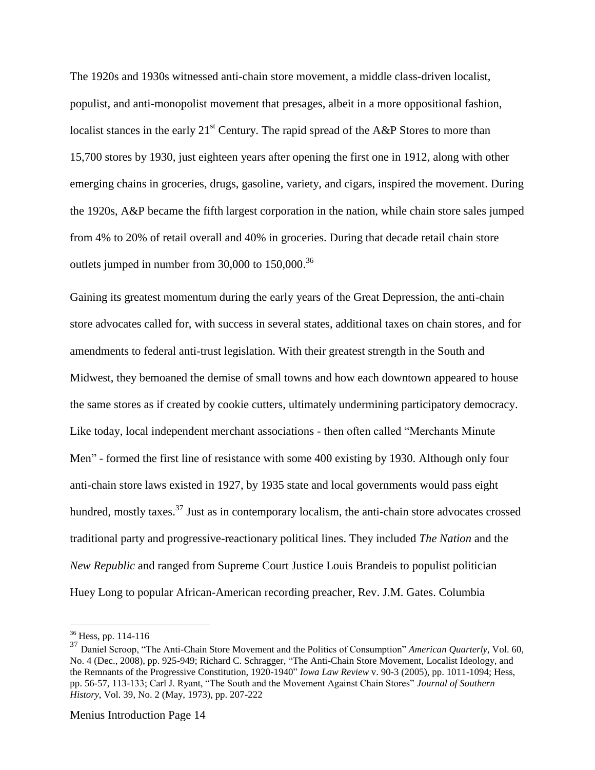The 1920s and 1930s witnessed anti-chain store movement, a middle class-driven localist, populist, and anti-monopolist movement that presages, albeit in a more oppositional fashion, localist stances in the early 21st Century. The rapid spread of the A&P Stores to more than 15,700 stores by 1930, just eighteen years after opening the first one in 1912, along with other emerging chains in groceries, drugs, gasoline, variety, and cigars, inspired the movement. During the 1920s, A&P became the fifth largest corporation in the nation, while chain store sales jumped from 4% to 20% of retail overall and 40% in groceries. During that decade retail chain store outlets jumped in number from 30,000 to 150,000.[36]

Gaining its greatest momentum during the early years of the Great Depression, the anti-chain store advocates called for, with success in several states, additional taxes on chain stores, and for amendments to federal anti-trust legislation. With their greatest strength in the South and Midwest, they bemoaned the demise of small towns and how each downtown appeared to house the same stores as if created by cookie cutters, ultimately undermining participatory democracy. Like today, local independent merchant associations - then often called "Merchants Minute Men" - formed the first line of resistance with some 400 existing by 1930. Although only four anti-chain store laws existed in 1927, by 1935 state and local governments would pass eight hundred, mostly taxes.[37] Just as in contemporary localism, the anti-chain store advocates crossed traditional party and progressive-reactionary political lines. They included *The Nation* and the *New Republic* and ranged from Supreme Court Justice Louis Brandeis to populist politician Huey Long to popular African-American recording preacher, Rev. J.M. Gates. Columbia

---

[36] Hess, pp. 114-116

[37] Daniel Scroop, "The Anti-Chain Store Movement and the Politics of Consumption" *American Quarterly*, Vol. 60, No. 4 (Dec., 2008), pp. 925-949; Richard C. Schragger, "The Anti-Chain Store Movement, Localist Ideology, and the Remnants of the Progressive Constitution, 1920-1940" *Iowa Law Review* v. 90-3 (2005), pp. 1011-1094; Hess, pp. 56-57, 113-133; Carl J. Ryant, "The South and the Movement Against Chain Stores" *Journal of Southern History*, Vol. 39, No. 2 (May, 1973), pp. 207-222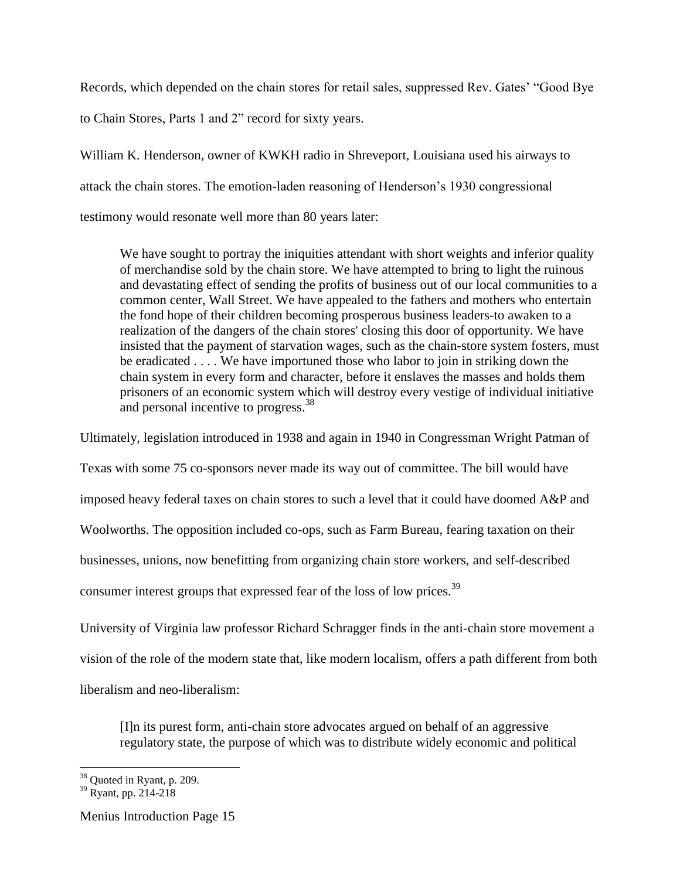Records, which depended on the chain stores for retail sales, suppressed Rev. Gates' "Good Bye to Chain Stores, Parts 1 and 2" record for sixty years.

William K. Henderson, owner of KWKH radio in Shreveport, Louisiana used his airways to attack the chain stores. The emotion-laden reasoning of Henderson's 1930 congressional testimony would resonate well more than 80 years later:

> We have sought to portray the iniquities attendant with short weights and inferior quality of merchandise sold by the chain store. We have attempted to bring to light the ruinous and devastating effect of sending the profits of business out of our local communities to a common center, Wall Street. We have appealed to the fathers and mothers who entertain the fond hope of their children becoming prosperous business leaders-to awaken to a realization of the dangers of the chain stores' closing this door of opportunity. We have insisted that the payment of starvation wages, such as the chain-store system fosters, must be eradicated . . . . We have importuned those who labor to join in striking down the chain system in every form and character, before it enslaves the masses and holds them prisoners of an economic system which will destroy every vestige of individual initiative and personal incentive to progress.[38]

Ultimately, legislation introduced in 1938 and again in 1940 in Congressman Wright Patman of Texas with some 75 co-sponsors never made its way out of committee. The bill would have imposed heavy federal taxes on chain stores to such a level that it could have doomed A&P and Woolworths. The opposition included co-ops, such as Farm Bureau, fearing taxation on their businesses, unions, now benefitting from organizing chain store workers, and self-described consumer interest groups that expressed fear of the loss of low prices.[39]

University of Virginia law professor Richard Schragger finds in the anti-chain store movement a vision of the role of the modern state that, like modern localism, offers a path different from both liberalism and neo-liberalism:

> [I]n its purest form, anti-chain store advocates argued on behalf of an aggressive regulatory state, the purpose of which was to distribute widely economic and political

---

[38] Quoted in Ryant, p. 209.

[39] Ryant, pp. 214-218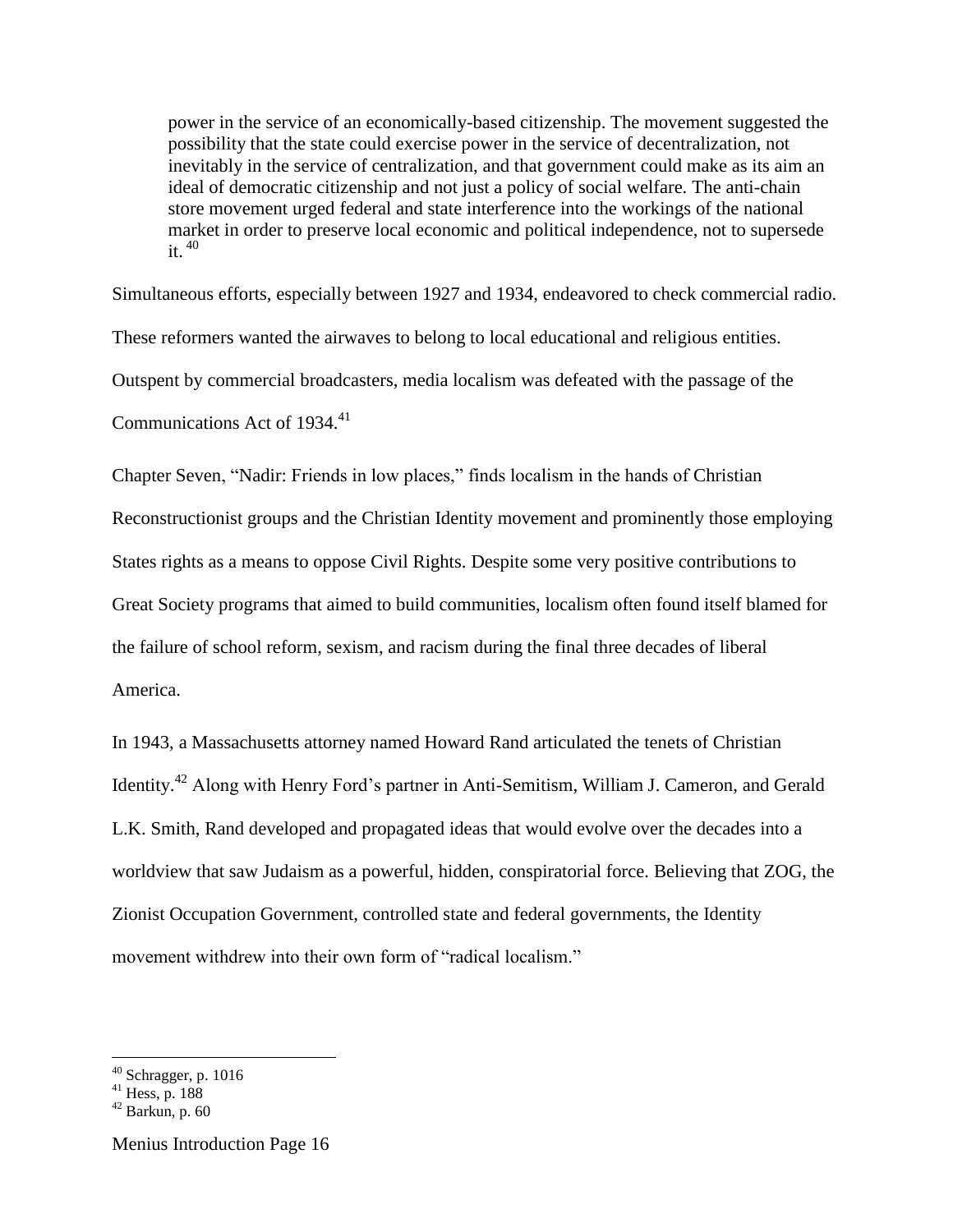> power in the service of an economically-based citizenship. The movement suggested the possibility that the state could exercise power in the service of decentralization, not inevitably in the service of centralization, and that government could make as its aim an ideal of democratic citizenship and not just a policy of social welfare. The anti-chain store movement urged federal and state interference into the workings of the national market in order to preserve local economic and political independence, not to supersede it.[40]

Simultaneous efforts, especially between 1927 and 1934, endeavored to check commercial radio. These reformers wanted the airwaves to belong to local educational and religious entities. Outspent by commercial broadcasters, media localism was defeated with the passage of the Communications Act of 1934.[41]

Chapter Seven, "Nadir: Friends in low places," finds localism in the hands of Christian Reconstructionist groups and the Christian Identity movement and prominently those employing States rights as a means to oppose Civil Rights. Despite some very positive contributions to Great Society programs that aimed to build communities, localism often found itself blamed for the failure of school reform, sexism, and racism during the final three decades of liberal America.

In 1943, a Massachusetts attorney named Howard Rand articulated the tenets of Christian Identity.[42] Along with Henry Ford's partner in Anti-Semitism, William J. Cameron, and Gerald L.K. Smith, Rand developed and propagated ideas that would evolve over the decades into a worldview that saw Judaism as a powerful, hidden, conspiratorial force. Believing that ZOG, the Zionist Occupation Government, controlled state and federal governments, the Identity movement withdrew into their own form of "radical localism."

---

[40] Schragger, p. 1016

[41] Hess, p. 188

[42] Barkun, p. 60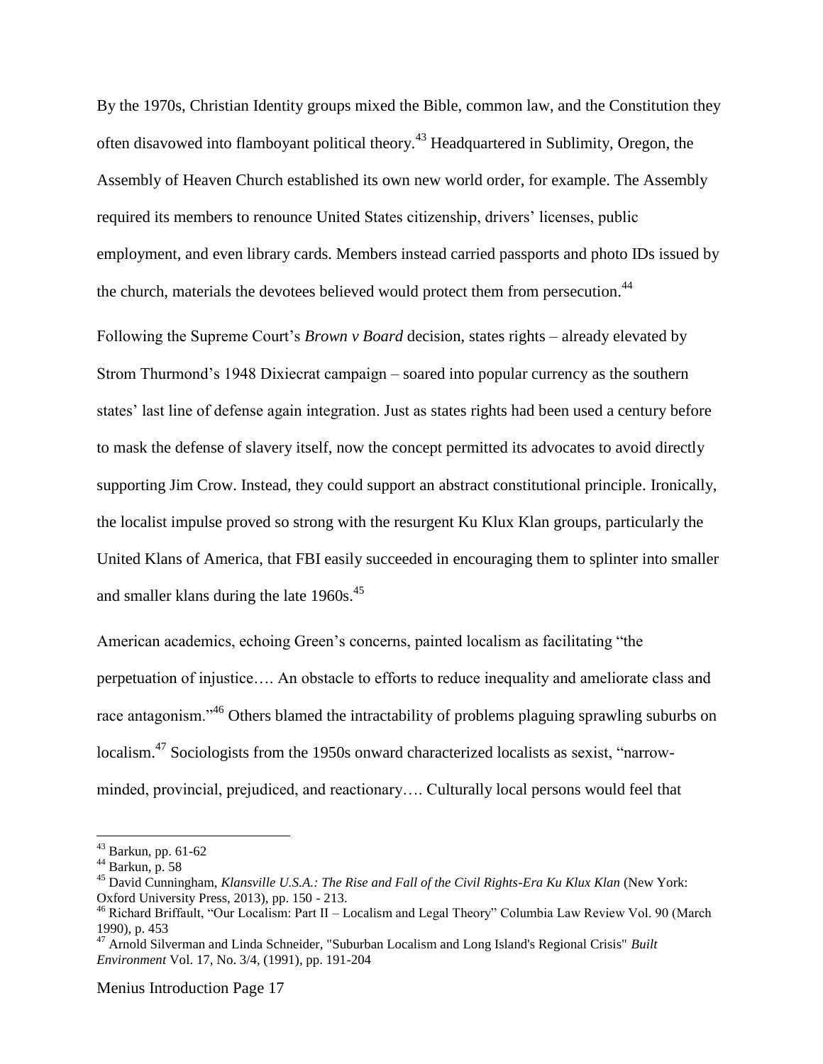By the 1970s, Christian Identity groups mixed the Bible, common law, and the Constitution they often disavowed into flamboyant political theory.[43] Headquartered in Sublimity, Oregon, the Assembly of Heaven Church established its own new world order, for example. The Assembly required its members to renounce United States citizenship, drivers' licenses, public employment, and even library cards. Members instead carried passports and photo IDs issued by the church, materials the devotees believed would protect them from persecution.[44]

Following the Supreme Court's *Brown v Board* decision, states rights – already elevated by Strom Thurmond's 1948 Dixiecrat campaign – soared into popular currency as the southern states' last line of defense again integration. Just as states rights had been used a century before to mask the defense of slavery itself, now the concept permitted its advocates to avoid directly supporting Jim Crow. Instead, they could support an abstract constitutional principle. Ironically, the localist impulse proved so strong with the resurgent Ku Klux Klan groups, particularly the United Klans of America, that FBI easily succeeded in encouraging them to splinter into smaller and smaller klans during the late 1960s.[45]

American academics, echoing Green's concerns, painted localism as facilitating "the perpetuation of injustice…. An obstacle to efforts to reduce inequality and ameliorate class and race antagonism."[46] Others blamed the intractability of problems plaguing sprawling suburbs on localism.[47] Sociologists from the 1950s onward characterized localists as sexist, "narrow-minded, provincial, prejudiced, and reactionary…. Culturally local persons would feel that

---

[43] Barkun, pp. 61-62

[44] Barkun, p. 58

[45] David Cunningham, *Klansville U.S.A.: The Rise and Fall of the Civil Rights-Era Ku Klux Klan* (New York: Oxford University Press, 2013), pp. 150 - 213.

[46] Richard Briffault, "Our Localism: Part II – Localism and Legal Theory" Columbia Law Review Vol. 90 (March 1990), p. 453

[47] Arnold Silverman and Linda Schneider, "Suburban Localism and Long Island's Regional Crisis" *Built Environment* Vol. 17, No. 3/4, (1991), pp. 191-204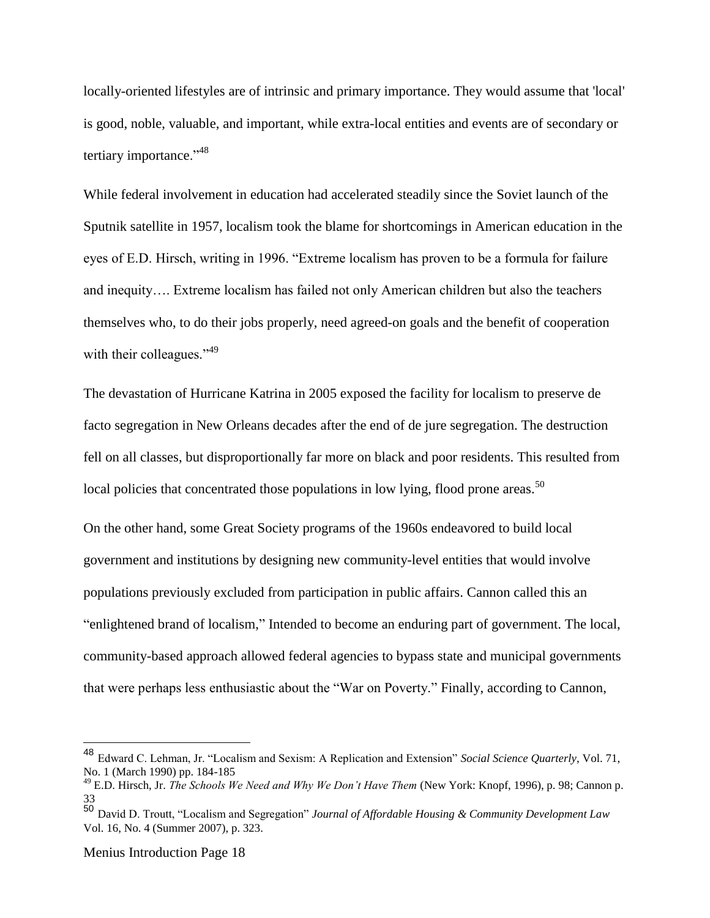locally-oriented lifestyles are of intrinsic and primary importance. They would assume that 'local' is good, noble, valuable, and important, while extra-local entities and events are of secondary or tertiary importance."[48]

While federal involvement in education had accelerated steadily since the Soviet launch of the Sputnik satellite in 1957, localism took the blame for shortcomings in American education in the eyes of E.D. Hirsch, writing in 1996. "Extreme localism has proven to be a formula for failure and inequity…. Extreme localism has failed not only American children but also the teachers themselves who, to do their jobs properly, need agreed-on goals and the benefit of cooperation with their colleagues."[49]

The devastation of Hurricane Katrina in 2005 exposed the facility for localism to preserve de facto segregation in New Orleans decades after the end of de jure segregation. The destruction fell on all classes, but disproportionally far more on black and poor residents. This resulted from local policies that concentrated those populations in low lying, flood prone areas.[50]

On the other hand, some Great Society programs of the 1960s endeavored to build local government and institutions by designing new community-level entities that would involve populations previously excluded from participation in public affairs. Cannon called this an "enlightened brand of localism," Intended to become an enduring part of government. The local, community-based approach allowed federal agencies to bypass state and municipal governments that were perhaps less enthusiastic about the "War on Poverty." Finally, according to Cannon,

---

[48] Edward C. Lehman, Jr. "Localism and Sexism: A Replication and Extension" *Social Science Quarterly*, Vol. 71, No. 1 (March 1990) pp. 184-185

[49] E.D. Hirsch, Jr. *The Schools We Need and Why We Don't Have Them* (New York: Knopf, 1996), p. 98; Cannon p. 33

[50] David D. Troutt, "Localism and Segregation" *Journal of Affordable Housing & Community Development Law* Vol. 16, No. 4 (Summer 2007), p. 323.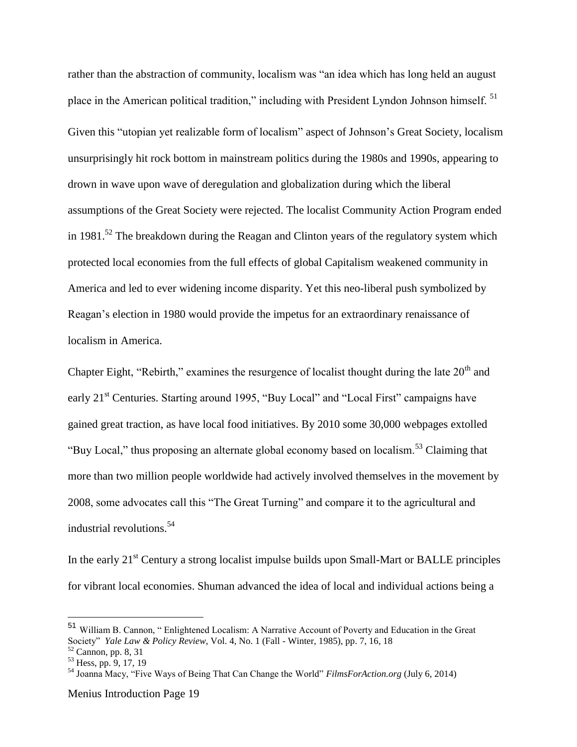rather than the abstraction of community, localism was "an idea which has long held an august place in the American political tradition," including with President Lyndon Johnson himself. [51]

Given this "utopian yet realizable form of localism" aspect of Johnson's Great Society, localism unsurprisingly hit rock bottom in mainstream politics during the 1980s and 1990s, appearing to drown in wave upon wave of deregulation and globalization during which the liberal assumptions of the Great Society were rejected. The localist Community Action Program ended in 1981.[52] The breakdown during the Reagan and Clinton years of the regulatory system which protected local economies from the full effects of global Capitalism weakened community in America and led to ever widening income disparity. Yet this neo-liberal push symbolized by Reagan's election in 1980 would provide the impetus for an extraordinary renaissance of localism in America.

Chapter Eight, "Rebirth," examines the resurgence of localist thought during the late 20th and early 21st Centuries. Starting around 1995, "Buy Local" and "Local First" campaigns have gained great traction, as have local food initiatives. By 2010 some 30,000 webpages extolled "Buy Local," thus proposing an alternate global economy based on localism.[53] Claiming that more than two million people worldwide had actively involved themselves in the movement by 2008, some advocates call this "The Great Turning" and compare it to the agricultural and industrial revolutions.[54]

In the early 21st Century a strong localist impulse builds upon Small-Mart or BALLE principles for vibrant local economies. Shuman advanced the idea of local and individual actions being a

---

[51] William B. Cannon, " Enlightened Localism: A Narrative Account of Poverty and Education in the Great Society" *Yale Law & Policy Review*, Vol. 4, No. 1 (Fall - Winter, 1985), pp. 7, 16, 18

[52] Cannon, pp. 8, 31

[53] Hess, pp. 9, 17, 19

[54] Joanna Macy, "Five Ways of Being That Can Change the World" *FilmsForAction.org* (July 6, 2014)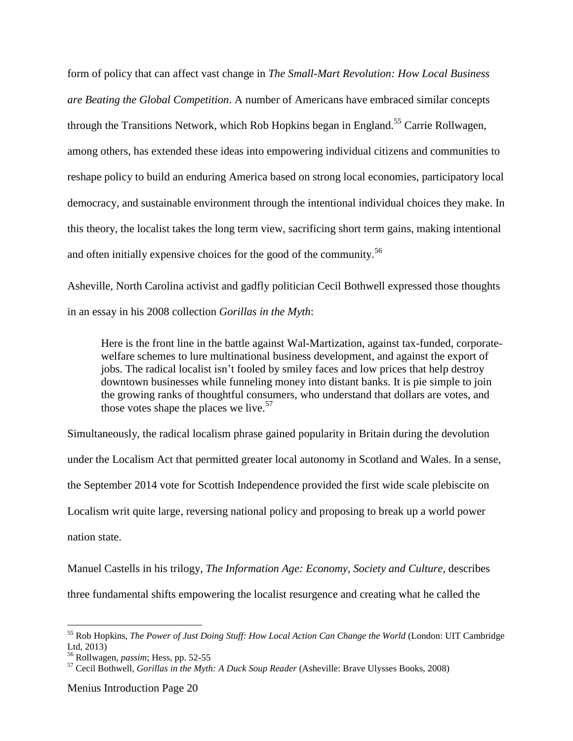form of policy that can affect vast change in *The Small-Mart Revolution: How Local Business are Beating the Global Competition*. A number of Americans have embraced similar concepts through the Transitions Network, which Rob Hopkins began in England.[55] Carrie Rollwagen, among others, has extended these ideas into empowering individual citizens and communities to reshape policy to build an enduring America based on strong local economies, participatory local democracy, and sustainable environment through the intentional individual choices they make. In this theory, the localist takes the long term view, sacrificing short term gains, making intentional and often initially expensive choices for the good of the community.[56]

Asheville, North Carolina activist and gadfly politician Cecil Bothwell expressed those thoughts in an essay in his 2008 collection *Gorillas in the Myth*:

> Here is the front line in the battle against Wal-Martization, against tax-funded, corporate-welfare schemes to lure multinational business development, and against the export of jobs. The radical localist isn't fooled by smiley faces and low prices that help destroy downtown businesses while funneling money into distant banks. It is pie simple to join the growing ranks of thoughtful consumers, who understand that dollars are votes, and those votes shape the places we live.[57]

Simultaneously, the radical localism phrase gained popularity in Britain during the devolution under the Localism Act that permitted greater local autonomy in Scotland and Wales. In a sense, the September 2014 vote for Scottish Independence provided the first wide scale plebiscite on Localism writ quite large, reversing national policy and proposing to break up a world power nation state.

Manuel Castells in his trilogy, *The Information Age: Economy, Society and Culture*, describes three fundamental shifts empowering the localist resurgence and creating what he called the

---

[55] Rob Hopkins, *The Power of Just Doing Stuff: How Local Action Can Change the World* (London: UIT Cambridge Ltd, 2013)

[56] Rollwagen, *passim*; Hess, pp. 52-55

[57] Cecil Bothwell, *Gorillas in the Myth: A Duck Soup Reader* (Asheville: Brave Ulysses Books, 2008)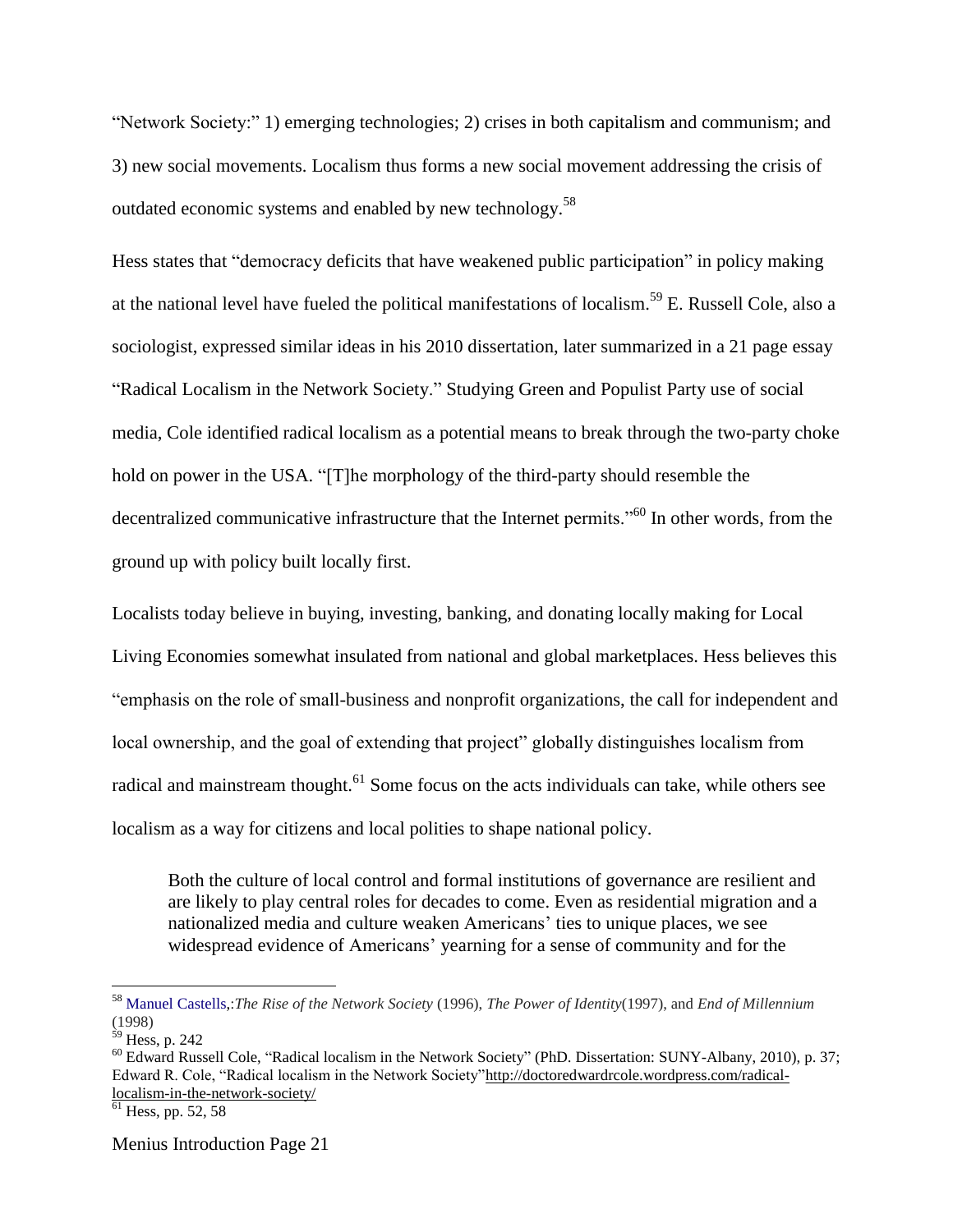"Network Society:" 1) emerging technologies; 2) crises in both capitalism and communism; and 3) new social movements. Localism thus forms a new social movement addressing the crisis of outdated economic systems and enabled by new technology.[58]

Hess states that "democracy deficits that have weakened public participation" in policy making at the national level have fueled the political manifestations of localism.[59] E. Russell Cole, also a sociologist, expressed similar ideas in his 2010 dissertation, later summarized in a 21 page essay "Radical Localism in the Network Society." Studying Green and Populist Party use of social media, Cole identified radical localism as a potential means to break through the two-party choke hold on power in the USA. "[T]he morphology of the third-party should resemble the decentralized communicative infrastructure that the Internet permits."[60] In other words, from the ground up with policy built locally first.

Localists today believe in buying, investing, banking, and donating locally making for Local Living Economies somewhat insulated from national and global marketplaces. Hess believes this "emphasis on the role of small-business and nonprofit organizations, the call for independent and local ownership, and the goal of extending that project" globally distinguishes localism from radical and mainstream thought.[61] Some focus on the acts individuals can take, while others see localism as a way for citizens and local polities to shape national policy.

> Both the culture of local control and formal institutions of governance are resilient and are likely to play central roles for decades to come. Even as residential migration and a nationalized media and culture weaken Americans' ties to unique places, we see widespread evidence of Americans' yearning for a sense of community and for the

---

[58] Manuel Castells,:*The Rise of the Network Society* (1996), *The Power of Identity*(1997), and *End of Millennium* (1998)

[59] Hess, p. 242

[60] Edward Russell Cole, "Radical localism in the Network Society" (PhD. Dissertation: SUNY-Albany, 2010), p. 37; Edward R. Cole, "Radical localism in the Network Society"http://doctoredwardrcole.wordpress.com/radical-localism-in-the-network-society/

[61] Hess, pp. 52, 58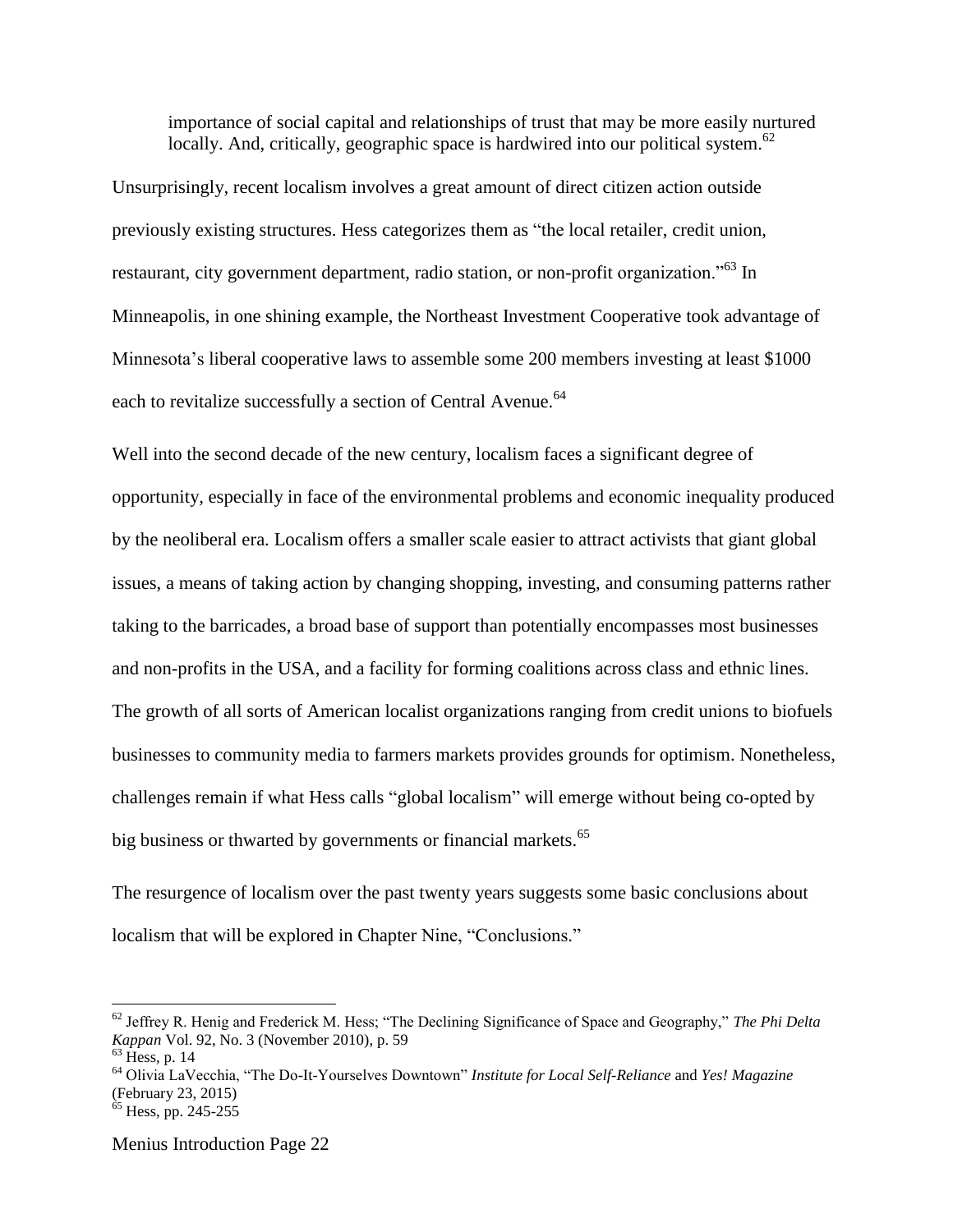> importance of social capital and relationships of trust that may be more easily nurtured locally. And, critically, geographic space is hardwired into our political system.[62]

Unsurprisingly, recent localism involves a great amount of direct citizen action outside previously existing structures. Hess categorizes them as "the local retailer, credit union, restaurant, city government department, radio station, or non-profit organization."[63] In Minneapolis, in one shining example, the Northeast Investment Cooperative took advantage of Minnesota's liberal cooperative laws to assemble some 200 members investing at least $1000 each to revitalize successfully a section of Central Avenue.[64]

Well into the second decade of the new century, localism faces a significant degree of opportunity, especially in face of the environmental problems and economic inequality produced by the neoliberal era. Localism offers a smaller scale easier to attract activists that giant global issues, a means of taking action by changing shopping, investing, and consuming patterns rather taking to the barricades, a broad base of support than potentially encompasses most businesses and non-profits in the USA, and a facility for forming coalitions across class and ethnic lines. The growth of all sorts of American localist organizations ranging from credit unions to biofuels businesses to community media to farmers markets provides grounds for optimism. Nonetheless, challenges remain if what Hess calls "global localism" will emerge without being co-opted by big business or thwarted by governments or financial markets.[65]

The resurgence of localism over the past twenty years suggests some basic conclusions about localism that will be explored in Chapter Nine, "Conclusions."

---

[62] Jeffrey R. Henig and Frederick M. Hess; "The Declining Significance of Space and Geography," *The Phi Delta Kappan* Vol. 92, No. 3 (November 2010), p. 59

[63] Hess, p. 14

[64] Olivia LaVecchia, "The Do-It-Yourselves Downtown" *Institute for Local Self-Reliance* and *Yes! Magazine* (February 23, 2015)

[65] Hess, pp. 245-255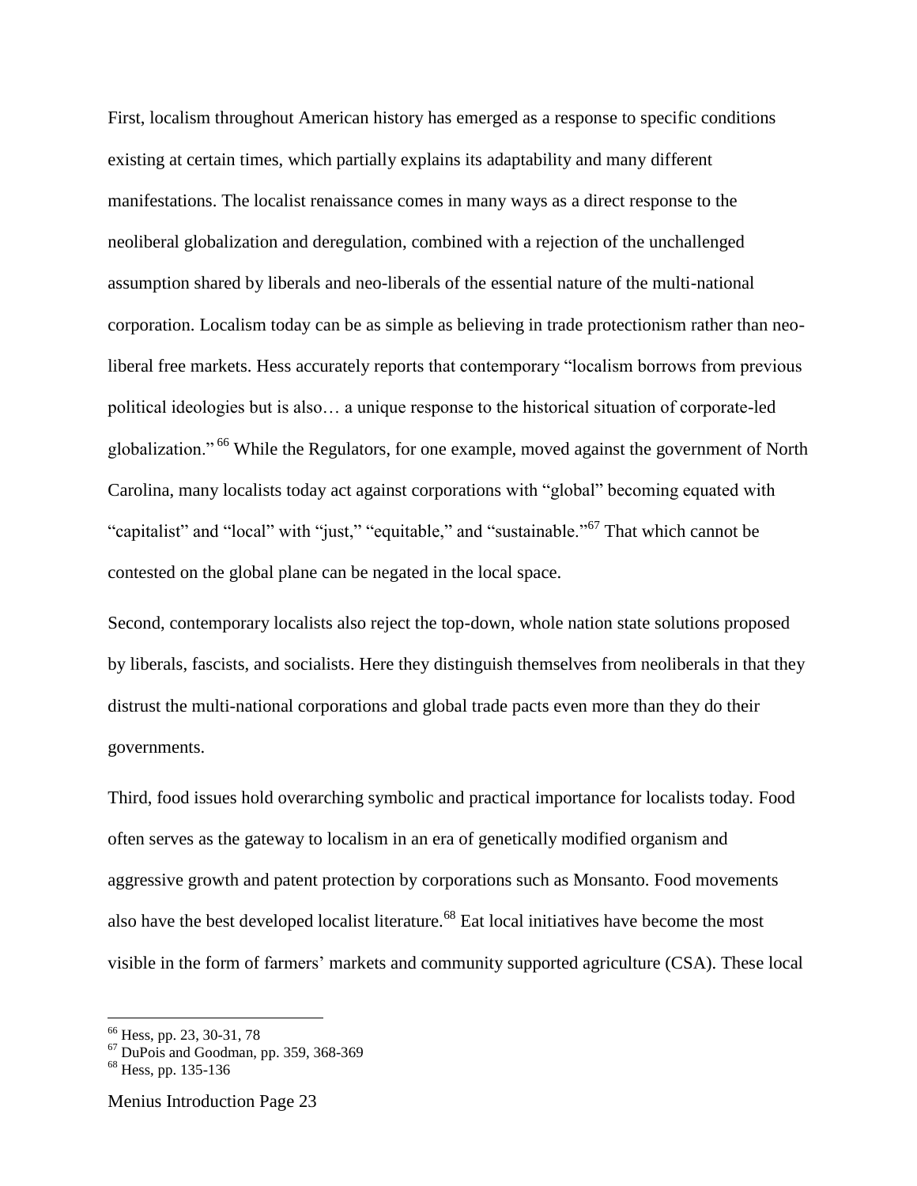First, localism throughout American history has emerged as a response to specific conditions existing at certain times, which partially explains its adaptability and many different manifestations. The localist renaissance comes in many ways as a direct response to the neoliberal globalization and deregulation, combined with a rejection of the unchallenged assumption shared by liberals and neo-liberals of the essential nature of the multi-national corporation. Localism today can be as simple as believing in trade protectionism rather than neo-liberal free markets. Hess accurately reports that contemporary "localism borrows from previous political ideologies but is also… a unique response to the historical situation of corporate-led globalization."[66] While the Regulators, for one example, moved against the government of North Carolina, many localists today act against corporations with "global" becoming equated with "capitalist" and "local" with "just," "equitable," and "sustainable."[67] That which cannot be contested on the global plane can be negated in the local space.

Second, contemporary localists also reject the top-down, whole nation state solutions proposed by liberals, fascists, and socialists. Here they distinguish themselves from neoliberals in that they distrust the multi-national corporations and global trade pacts even more than they do their governments.

Third, food issues hold overarching symbolic and practical importance for localists today. Food often serves as the gateway to localism in an era of genetically modified organism and aggressive growth and patent protection by corporations such as Monsanto. Food movements also have the best developed localist literature.[68] Eat local initiatives have become the most visible in the form of farmers' markets and community supported agriculture (CSA). These local

---

[66] Hess, pp. 23, 30-31, 78

[67] DuPois and Goodman, pp. 359, 368-369

[68] Hess, pp. 135-136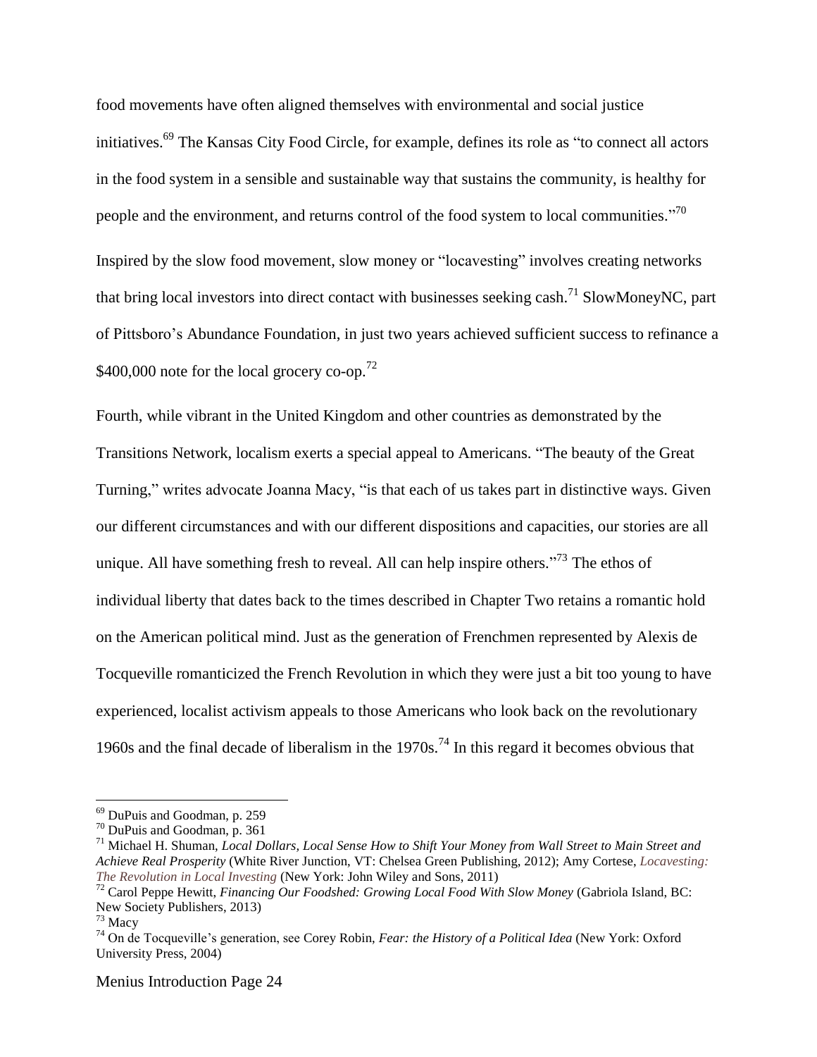food movements have often aligned themselves with environmental and social justice initiatives.[69] The Kansas City Food Circle, for example, defines its role as "to connect all actors in the food system in a sensible and sustainable way that sustains the community, is healthy for people and the environment, and returns control of the food system to local communities."[70]

Inspired by the slow food movement, slow money or "locavesting" involves creating networks that bring local investors into direct contact with businesses seeking cash.[71] SlowMoneyNC, part of Pittsboro's Abundance Foundation, in just two years achieved sufficient success to refinance a $400,000 note for the local grocery co-op.[72]

Fourth, while vibrant in the United Kingdom and other countries as demonstrated by the Transitions Network, localism exerts a special appeal to Americans. "The beauty of the Great Turning," writes advocate Joanna Macy, "is that each of us takes part in distinctive ways. Given our different circumstances and with our different dispositions and capacities, our stories are all unique. All have something fresh to reveal. All can help inspire others."[73] The ethos of individual liberty that dates back to the times described in Chapter Two retains a romantic hold on the American political mind. Just as the generation of Frenchmen represented by Alexis de Tocqueville romanticized the French Revolution in which they were just a bit too young to have experienced, localist activism appeals to those Americans who look back on the revolutionary 1960s and the final decade of liberalism in the 1970s.[74] In this regard it becomes obvious that

---

[69] DuPuis and Goodman, p. 259

[70] DuPuis and Goodman, p. 361

[71] Michael H. Shuman, *Local Dollars, Local Sense How to Shift Your Money from Wall Street to Main Street and Achieve Real Prosperity* (White River Junction, VT: Chelsea Green Publishing, 2012); Amy Cortese, *Locavesting: The Revolution in Local Investing* (New York: John Wiley and Sons, 2011)

[72] Carol Peppe Hewitt, *Financing Our Foodshed: Growing Local Food With Slow Money* (Gabriola Island, BC: New Society Publishers, 2013)

[73] Macy

[74] On de Tocqueville's generation, see Corey Robin, *Fear: the History of a Political Idea* (New York: Oxford University Press, 2004)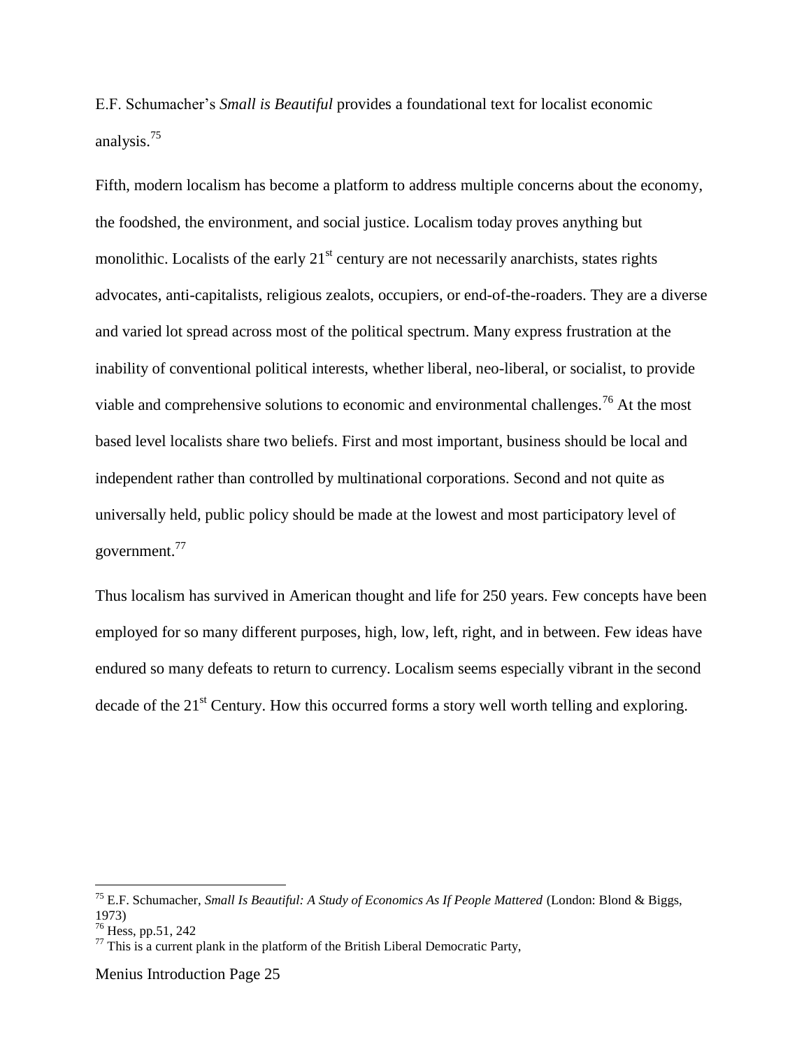E.F. Schumacher's *Small is Beautiful* provides a foundational text for localist economic analysis.[75]

Fifth, modern localism has become a platform to address multiple concerns about the economy, the foodshed, the environment, and social justice. Localism today proves anything but monolithic. Localists of the early 21st century are not necessarily anarchists, states rights advocates, anti-capitalists, religious zealots, occupiers, or end-of-the-roaders. They are a diverse and varied lot spread across most of the political spectrum. Many express frustration at the inability of conventional political interests, whether liberal, neo-liberal, or socialist, to provide viable and comprehensive solutions to economic and environmental challenges.[76] At the most based level localists share two beliefs. First and most important, business should be local and independent rather than controlled by multinational corporations. Second and not quite as universally held, public policy should be made at the lowest and most participatory level of government.[77]

Thus localism has survived in American thought and life for 250 years. Few concepts have been employed for so many different purposes, high, low, left, right, and in between. Few ideas have endured so many defeats to return to currency. Localism seems especially vibrant in the second decade of the 21st Century. How this occurred forms a story well worth telling and exploring.

---

[75] E.F. Schumacher, *Small Is Beautiful: A Study of Economics As If People Mattered* (London: Blond & Biggs, 1973)

[76] Hess, pp.51, 242

[77] This is a current plank in the platform of the British Liberal Democratic Party,